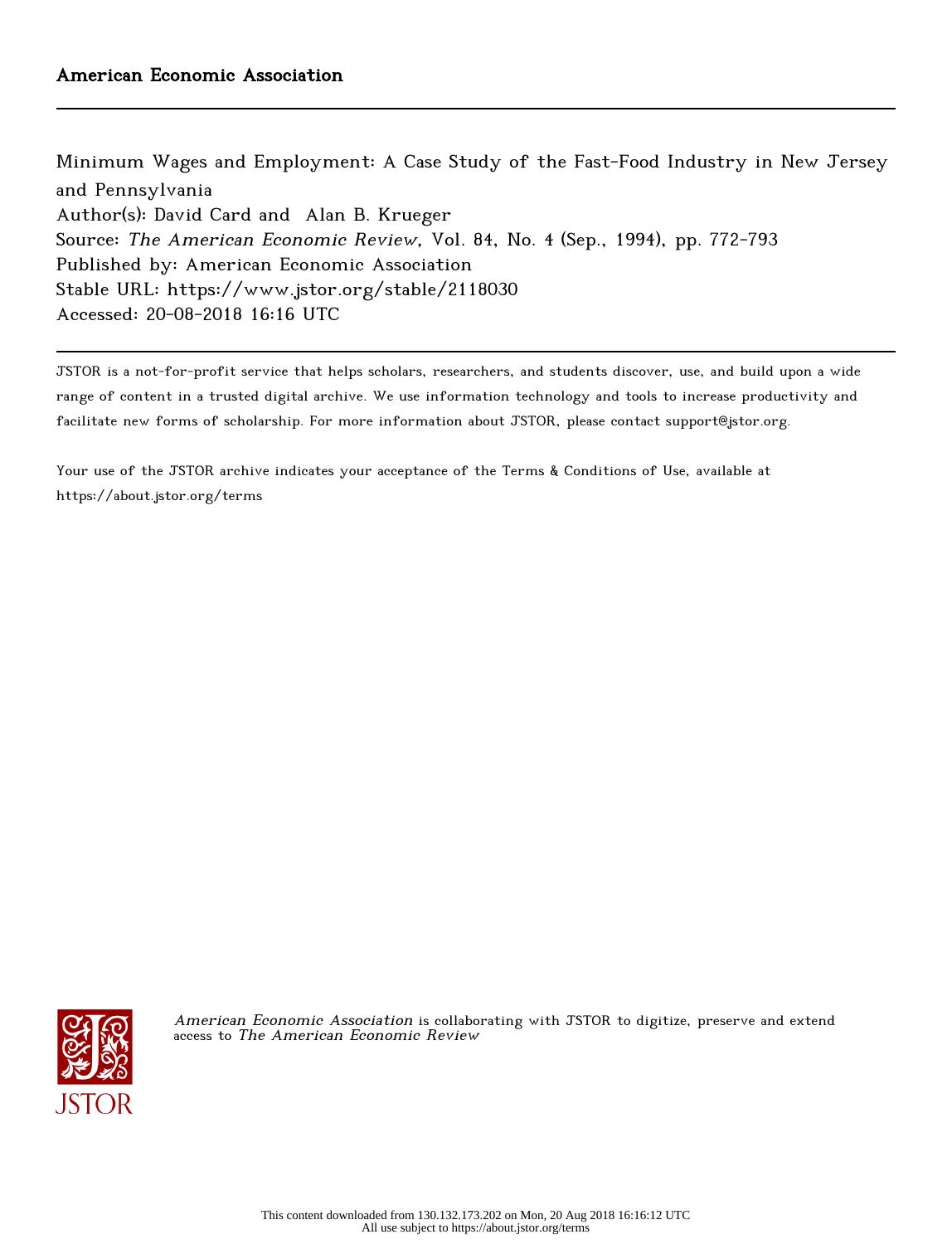American Economic Association

Minimum Wages and Employment: A Case Study of the Fast-Food Industry in New Jersey and Pennsylvania
Author(s): David Card and Alan B. Krueger
Source: *The American Economic Review*, Vol. 84, No. 4 (Sep., 1994), pp. 772-793
Published by: American Economic Association
Stable URL: https://www.jstor.org/stable/2118030
Accessed: 20-08-2018 16:16 UTC

JSTOR is a not-for-profit service that helps scholars, researchers, and students discover, use, and build upon a wide range of content in a trusted digital archive. We use information technology and tools to increase productivity and facilitate new forms of scholarship. For more information about JSTOR, please contact support@jstor.org.

Your use of the JSTOR archive indicates your acceptance of the Terms & Conditions of Use, available at https://about.jstor.org/terms

*American Economic Association* is collaborating with JSTOR to digitize, preserve and extend access to *The American Economic Review*

This content downloaded from 130.132.173.202 on Mon, 20 Aug 2018 16:16:12 UTC
All use subject to https://about.jstor.org/terms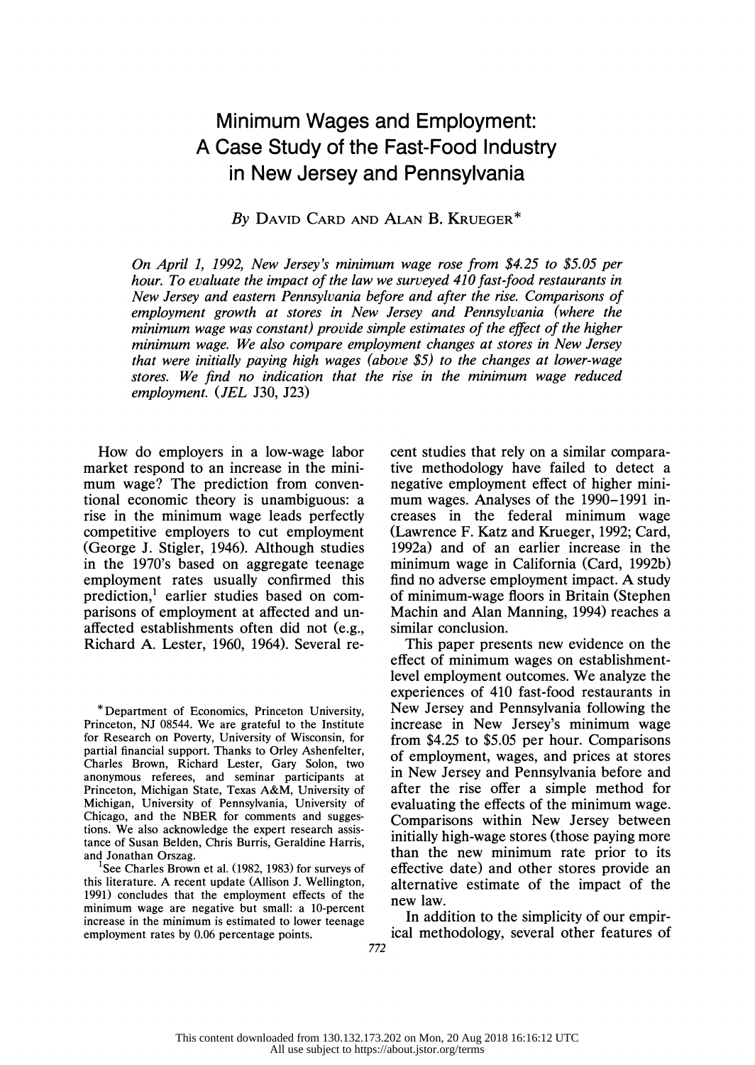# Minimum Wages and Employment: A Case Study of the Fast-Food Industry in New Jersey and Pennsylvania

*By* DAVID CARD AND ALAN B. KRUEGER*

*On April 1, 1992, New Jersey's minimum wage rose from $4.25 to $5.05 per hour. To evaluate the impact of the law we surveyed 410 fast-food restaurants in New Jersey and eastern Pennsylvania before and after the rise. Comparisons of employment growth at stores in New Jersey and Pennsylvania (where the minimum wage was constant) provide simple estimates of the effect of the higher minimum wage. We also compare employment changes at stores in New Jersey that were initially paying high wages (above $5) to the changes at lower-wage stores. We find no indication that the rise in the minimum wage reduced employment.* (*JEL* J30, J23)

How do employers in a low-wage labor market respond to an increase in the minimum wage? The prediction from conventional economic theory is unambiguous: a rise in the minimum wage leads perfectly competitive employers to cut employment (George J. Stigler, 1946). Although studies in the 1970's based on aggregate teenage employment rates usually confirmed this prediction,[1] earlier studies based on comparisons of employment at affected and unaffected establishments often did not (e.g., Richard A. Lester, 1960, 1964). Several recent studies that rely on a similar comparative methodology have failed to detect a negative employment effect of higher minimum wages. Analyses of the 1990–1991 increases in the federal minimum wage (Lawrence F. Katz and Krueger, 1992; Card, 1992a) and of an earlier increase in the minimum wage in California (Card, 1992b) find no adverse employment impact. A study of minimum-wage floors in Britain (Stephen Machin and Alan Manning, 1994) reaches a similar conclusion.

This paper presents new evidence on the effect of minimum wages on establishment-level employment outcomes. We analyze the experiences of 410 fast-food restaurants in New Jersey and Pennsylvania following the increase in New Jersey's minimum wage from $4.25 to $5.05 per hour. Comparisons of employment, wages, and prices at stores in New Jersey and Pennsylvania before and after the rise offer a simple method for evaluating the effects of the minimum wage. Comparisons within New Jersey between initially high-wage stores (those paying more than the new minimum rate prior to its effective date) and other stores provide an alternative estimate of the impact of the new law.

In addition to the simplicity of our empirical methodology, several other features of

*Department of Economics, Princeton University, Princeton, NJ 08544. We are grateful to the Institute for Research on Poverty, University of Wisconsin, for partial financial support. Thanks to Orley Ashenfelter, Charles Brown, Richard Lester, Gary Solon, two anonymous referees, and seminar participants at Princeton, Michigan State, Texas A&M, University of Michigan, University of Pennsylvania, University of Chicago, and the NBER for comments and suggestions. We also acknowledge the expert research assistance of Susan Belden, Chris Burris, Geraldine Harris, and Jonathan Orszag.

[1]See Charles Brown et al. (1982, 1983) for surveys of this literature. A recent update (Allison J. Wellington, 1991) concludes that the employment effects of the minimum wage are negative but small: a 10-percent increase in the minimum is estimated to lower teenage employment rates by 0.06 percentage points.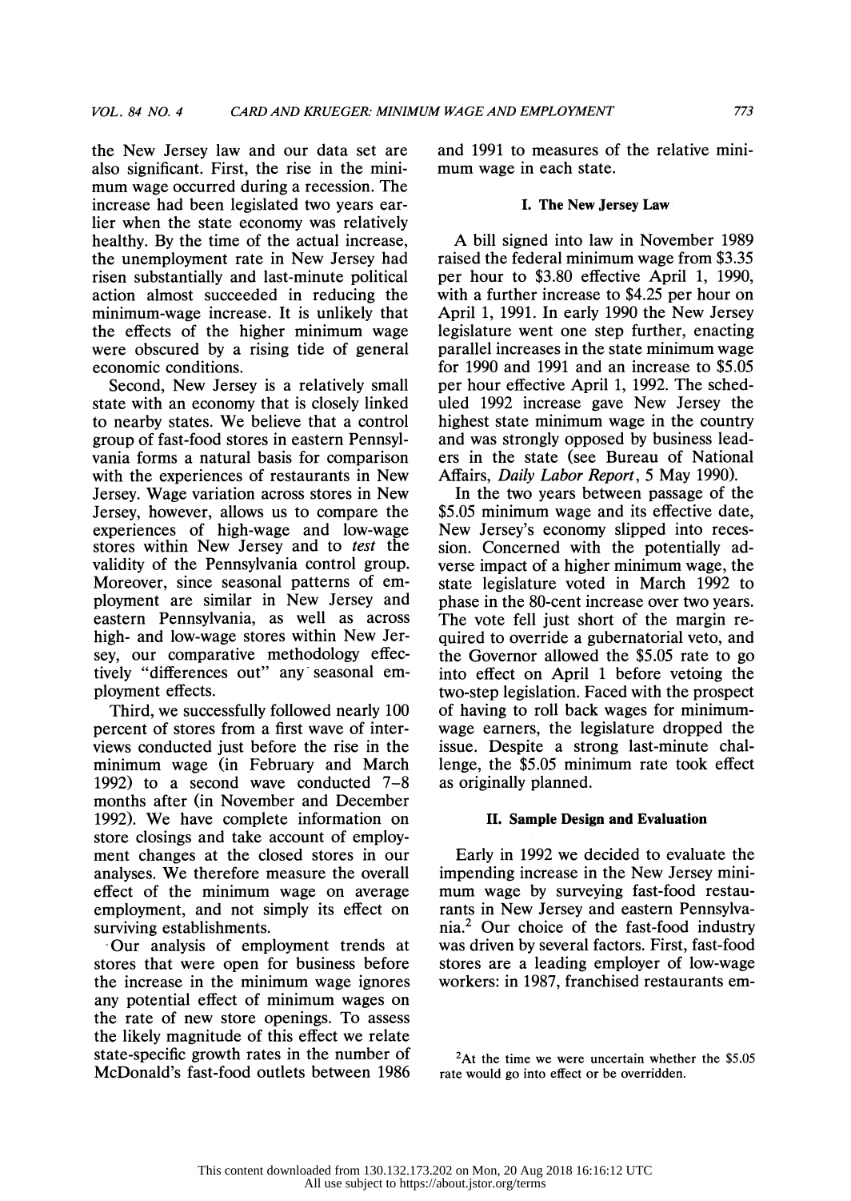the New Jersey law and our data set are also significant. First, the rise in the minimum wage occurred during a recession. The increase had been legislated two years earlier when the state economy was relatively healthy. By the time of the actual increase, the unemployment rate in New Jersey had risen substantially and last-minute political action almost succeeded in reducing the minimum-wage increase. It is unlikely that the effects of the higher minimum wage were obscured by a rising tide of general economic conditions.

Second, New Jersey is a relatively small state with an economy that is closely linked to nearby states. We believe that a control group of fast-food stores in eastern Pennsylvania forms a natural basis for comparison with the experiences of restaurants in New Jersey. Wage variation across stores in New Jersey, however, allows us to compare the experiences of high-wage and low-wage stores within New Jersey and to *test* the validity of the Pennsylvania control group. Moreover, since seasonal patterns of employment are similar in New Jersey and eastern Pennsylvania, as well as across high- and low-wage stores within New Jersey, our comparative methodology effectively "differences out" any seasonal employment effects.

Third, we successfully followed nearly 100 percent of stores from a first wave of interviews conducted just before the rise in the minimum wage (in February and March 1992) to a second wave conducted 7–8 months after (in November and December 1992). We have complete information on store closings and take account of employment changes at the closed stores in our analyses. We therefore measure the overall effect of the minimum wage on average employment, and not simply its effect on surviving establishments.

Our analysis of employment trends at stores that were open for business before the increase in the minimum wage ignores any potential effect of minimum wages on the rate of new store openings. To assess the likely magnitude of this effect we relate state-specific growth rates in the number of McDonald's fast-food outlets between 1986 and 1991 to measures of the relative minimum wage in each state.

## I. The New Jersey Law

A bill signed into law in November 1989 raised the federal minimum wage from \$3.35 per hour to \$3.80 effective April 1, 1990, with a further increase to \$4.25 per hour on April 1, 1991. In early 1990 the New Jersey legislature went one step further, enacting parallel increases in the state minimum wage for 1990 and 1991 and an increase to \$5.05 per hour effective April 1, 1992. The scheduled 1992 increase gave New Jersey the highest state minimum wage in the country and was strongly opposed by business leaders in the state (see Bureau of National Affairs, *Daily Labor Report*, 5 May 1990).

In the two years between passage of the \$5.05 minimum wage and its effective date, New Jersey's economy slipped into recession. Concerned with the potentially adverse impact of a higher minimum wage, the state legislature voted in March 1992 to phase in the 80-cent increase over two years. The vote fell just short of the margin required to override a gubernatorial veto, and the Governor allowed the \$5.05 rate to go into effect on April 1 before vetoing the two-step legislation. Faced with the prospect of having to roll back wages for minimum-wage earners, the legislature dropped the issue. Despite a strong last-minute challenge, the \$5.05 minimum rate took effect as originally planned.

## II. Sample Design and Evaluation

Early in 1992 we decided to evaluate the impending increase in the New Jersey minimum wage by surveying fast-food restaurants in New Jersey and eastern Pennsylvania.[2] Our choice of the fast-food industry was driven by several factors. First, fast-food stores are a leading employer of low-wage workers: in 1987, franchised restaurants em-

[2]At the time we were uncertain whether the \$5.05 rate would go into effect or be overridden.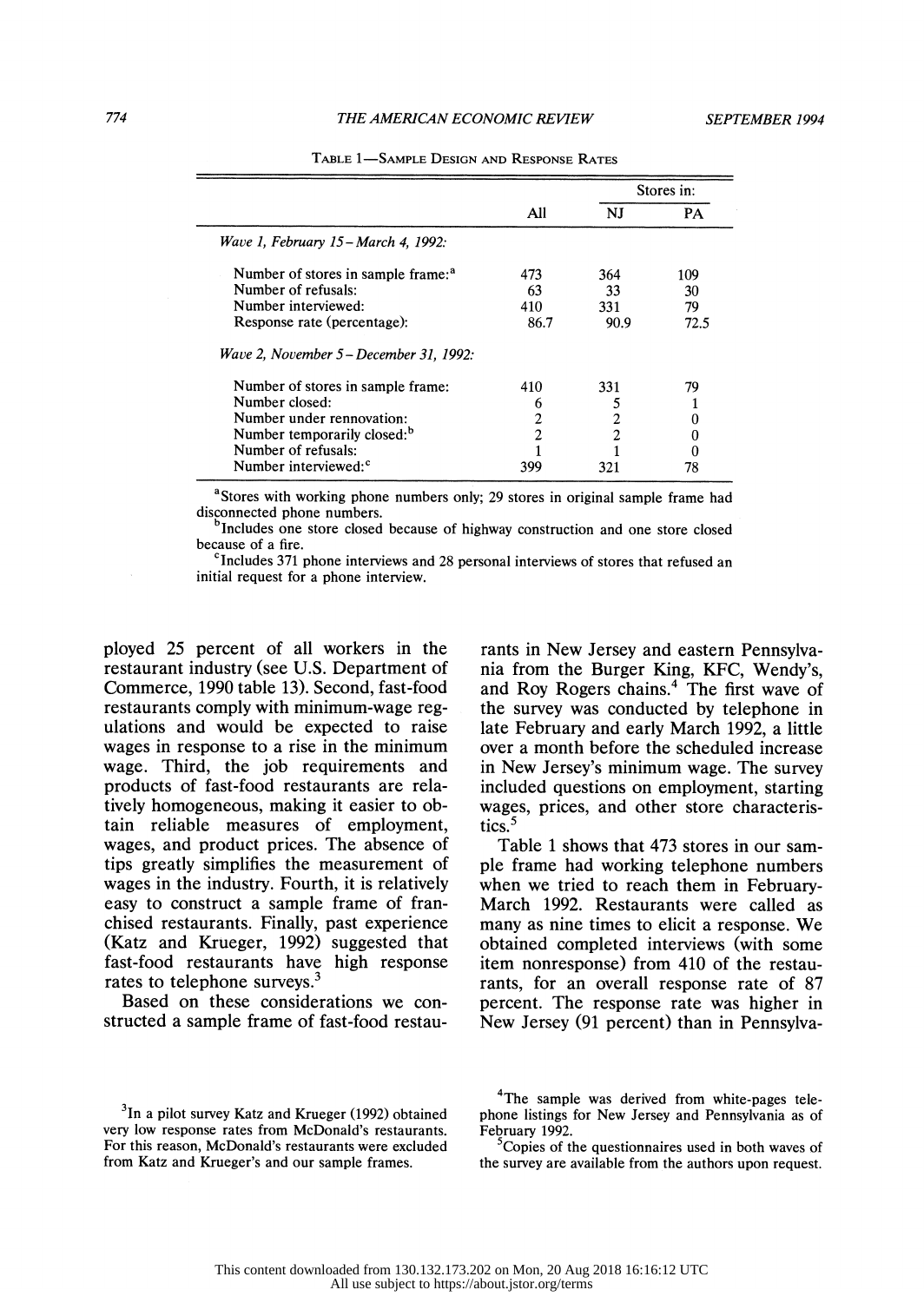TABLE 1—SAMPLE DESIGN AND RESPONSE RATES

| | All | Stores in: NJ | Stores in: PA |
|---|---|---|---|
| *Wave 1, February 15–March 4, 1992:* | | | |
| Number of stores in sample frame:[a] | 473 | 364 | 109 |
| Number of refusals: | 63 | 33 | 30 |
| Number interviewed: | 410 | 331 | 79 |
| Response rate (percentage): | 86.7 | 90.9 | 72.5 |
| *Wave 2, November 5–December 31, 1992:* | | | |
| Number of stores in sample frame: | 410 | 331 | 79 |
| Number closed: | 6 | 5 | 1 |
| Number under rennovation: | 2 | 2 | 0 |
| Number temporarily closed:[b] | 2 | 2 | 0 |
| Number of refusals: | 1 | 1 | 0 |
| Number interviewed:[c] | 399 | 321 | 78 |

[a]Stores with working phone numbers only; 29 stores in original sample frame had disconnected phone numbers.

[b]Includes one store closed because of highway construction and one store closed because of a fire.

[c]Includes 371 phone interviews and 28 personal interviews of stores that refused an initial request for a phone interview.

ployed 25 percent of all workers in the restaurant industry (see U.S. Department of Commerce, 1990 table 13). Second, fast-food restaurants comply with minimum-wage regulations and would be expected to raise wages in response to a rise in the minimum wage. Third, the job requirements and products of fast-food restaurants are relatively homogeneous, making it easier to obtain reliable measures of employment, wages, and product prices. The absence of tips greatly simplifies the measurement of wages in the industry. Fourth, it is relatively easy to construct a sample frame of franchised restaurants. Finally, past experience (Katz and Krueger, 1992) suggested that fast-food restaurants have high response rates to telephone surveys.[3]

Based on these considerations we constructed a sample frame of fast-food restaurants in New Jersey and eastern Pennsylvania from the Burger King, KFC, Wendy's, and Roy Rogers chains.[4] The first wave of the survey was conducted by telephone in late February and early March 1992, a little over a month before the scheduled increase in New Jersey's minimum wage. The survey included questions on employment, starting wages, prices, and other store characteristics.[5]

Table 1 shows that 473 stores in our sample frame had working telephone numbers when we tried to reach them in February-March 1992. Restaurants were called as many as nine times to elicit a response. We obtained completed interviews (with some item nonresponse) from 410 of the restaurants, for an overall response rate of 87 percent. The response rate was higher in New Jersey (91 percent) than in Pennsylva-

[3]In a pilot survey Katz and Krueger (1992) obtained very low response rates from McDonald's restaurants. For this reason, McDonald's restaurants were excluded from Katz and Krueger's and our sample frames.

[4]The sample was derived from white-pages telephone listings for New Jersey and Pennsylvania as of February 1992.

[5]Copies of the questionnaires used in both waves of the survey are available from the authors upon request.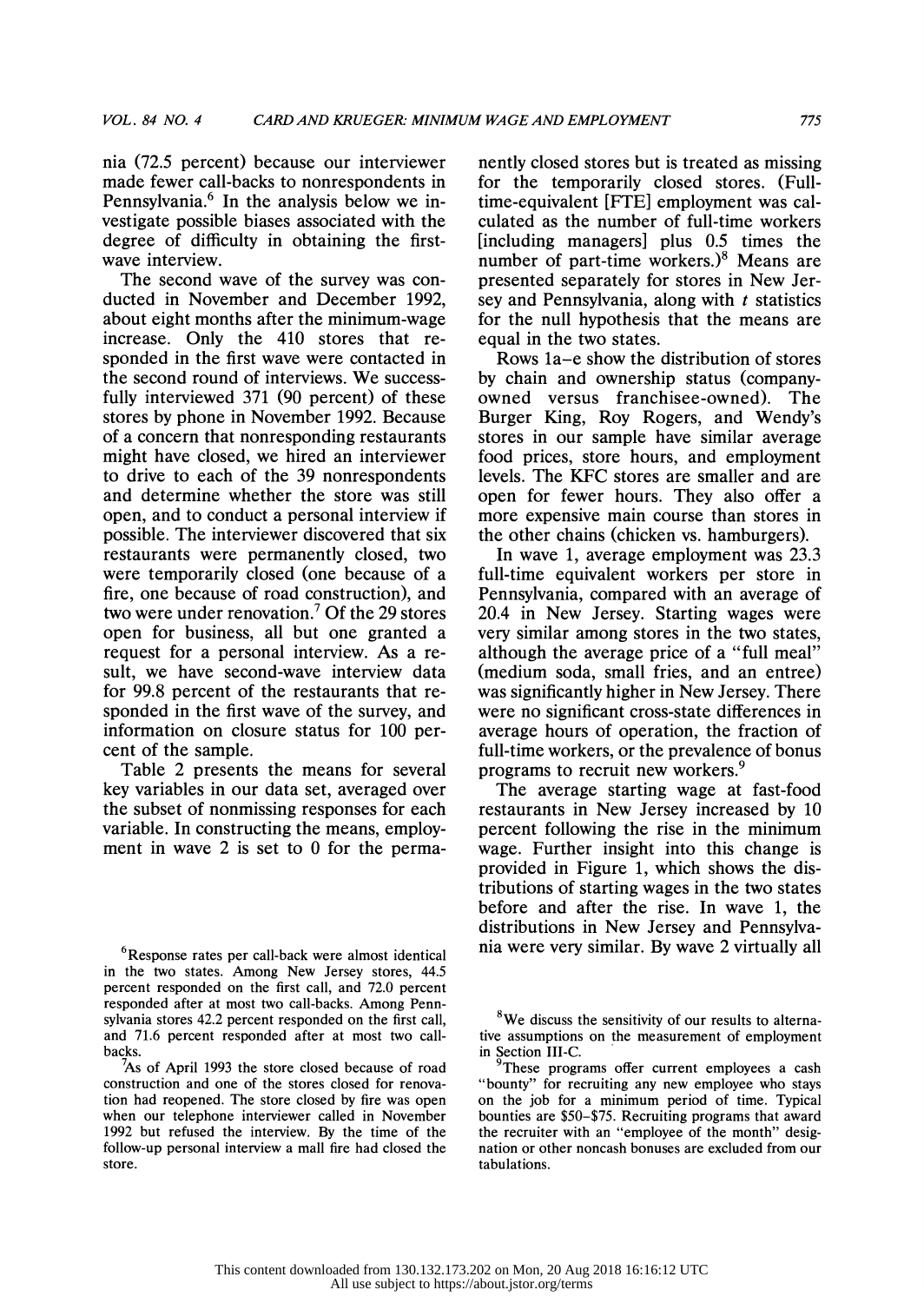nia (72.5 percent) because our interviewer made fewer call-backs to nonrespondents in Pennsylvania.[6] In the analysis below we investigate possible biases associated with the degree of difficulty in obtaining the first-wave interview.

The second wave of the survey was conducted in November and December 1992, about eight months after the minimum-wage increase. Only the 410 stores that responded in the first wave were contacted in the second round of interviews. We successfully interviewed 371 (90 percent) of these stores by phone in November 1992. Because of a concern that nonresponding restaurants might have closed, we hired an interviewer to drive to each of the 39 nonrespondents and determine whether the store was still open, and to conduct a personal interview if possible. The interviewer discovered that six restaurants were permanently closed, two were temporarily closed (one because of a fire, one because of road construction), and two were under renovation.[7] Of the 29 stores open for business, all but one granted a request for a personal interview. As a result, we have second-wave interview data for 99.8 percent of the restaurants that responded in the first wave of the survey, and information on closure status for 100 percent of the sample.

Table 2 presents the means for several key variables in our data set, averaged over the subset of nonmissing responses for each variable. In constructing the means, employment in wave 2 is set to 0 for the permanently closed stores but is treated as missing for the temporarily closed stores. (Full-time-equivalent [FTE] employment was calculated as the number of full-time workers [including managers] plus 0.5 times the number of part-time workers.)[8] Means are presented separately for stores in New Jersey and Pennsylvania, along with $t$ statistics for the null hypothesis that the means are equal in the two states.

Rows 1a–e show the distribution of stores by chain and ownership status (company-owned versus franchisee-owned). The Burger King, Roy Rogers, and Wendy's stores in our sample have similar average food prices, store hours, and employment levels. The KFC stores are smaller and are open for fewer hours. They also offer a more expensive main course than stores in the other chains (chicken vs. hamburgers).

In wave 1, average employment was 23.3 full-time equivalent workers per store in Pennsylvania, compared with an average of 20.4 in New Jersey. Starting wages were very similar among stores in the two states, although the average price of a "full meal" (medium soda, small fries, and an entree) was significantly higher in New Jersey. There were no significant cross-state differences in average hours of operation, the fraction of full-time workers, or the prevalence of bonus programs to recruit new workers.[9]

The average starting wage at fast-food restaurants in New Jersey increased by 10 percent following the rise in the minimum wage. Further insight into this change is provided in Figure 1, which shows the distributions of starting wages in the two states before and after the rise. In wave 1, the distributions in New Jersey and Pennsylvania were very similar. By wave 2 virtually all

---

[6] Response rates per call-back were almost identical in the two states. Among New Jersey stores, 44.5 percent responded on the first call, and 72.0 percent responded after at most two call-backs. Among Pennsylvania stores 42.2 percent responded on the first call, and 71.6 percent responded after at most two call-backs.

[7] As of April 1993 the store closed because of road construction and one of the stores closed for renovation had reopened. The store closed by fire was open when our telephone interviewer called in November 1992 but refused the interview. By the time of the follow-up personal interview a mall fire had closed the store.

[8] We discuss the sensitivity of our results to alternative assumptions on the measurement of employment in Section III-C.

[9] These programs offer current employees a cash "bounty" for recruiting any new employee who stays on the job for a minimum period of time. Typical bounties are \$50–\$75. Recruiting programs that award the recruiter with an "employee of the month" designation or other noncash bonuses are excluded from our tabulations.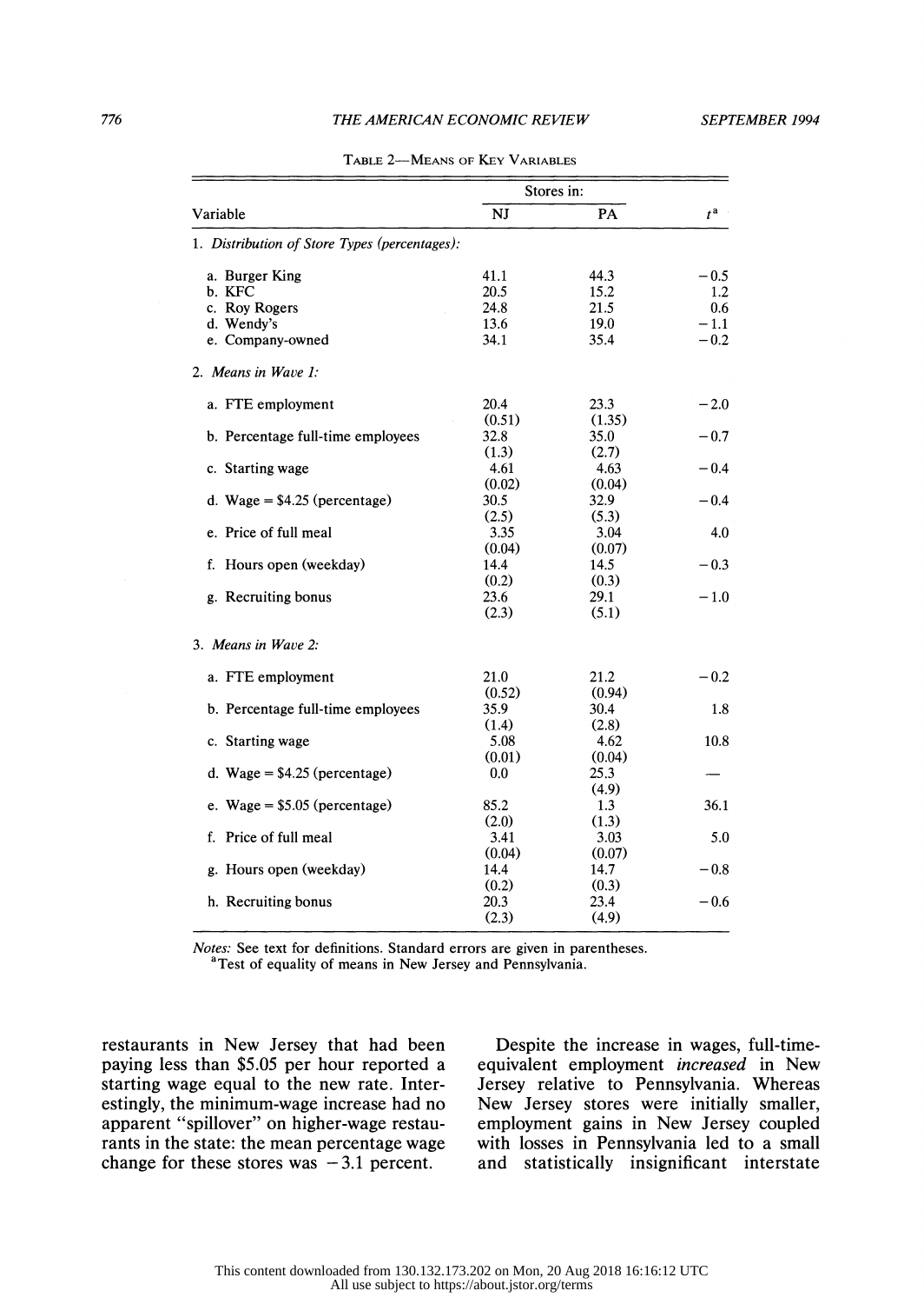TABLE 2—MEANS OF KEY VARIABLES

| Variable | Stores in: NJ | PA | $t$[a] |
|---|---|---|---|
| 1. *Distribution of Store Types (percentages):* | | | |
| a. Burger King | 41.1 | 44.3 | −0.5 |
| b. KFC | 20.5 | 15.2 | 1.2 |
| c. Roy Rogers | 24.8 | 21.5 | 0.6 |
| d. Wendy's | 13.6 | 19.0 | −1.1 |
| e. Company-owned | 34.1 | 35.4 | −0.2 |
| 2. *Means in Wave 1:* | | | |
| a. FTE employment | 20.4 | 23.3 | −2.0 |
| | (0.51) | (1.35) | |
| b. Percentage full-time employees | 32.8 | 35.0 | −0.7 |
| | (1.3) | (2.7) | |
| c. Starting wage | 4.61 | 4.63 | −0.4 |
| | (0.02) | (0.04) | |
| d. Wage = $4.25 (percentage) | 30.5 | 32.9 | −0.4 |
| | (2.5) | (5.3) | |
| e. Price of full meal | 3.35 | 3.04 | 4.0 |
| | (0.04) | (0.07) | |
| f. Hours open (weekday) | 14.4 | 14.5 | −0.3 |
| | (0.2) | (0.3) | |
| g. Recruiting bonus | 23.6 | 29.1 | −1.0 |
| | (2.3) | (5.1) | |
| 3. *Means in Wave 2:* | | | |
| a. FTE employment | 21.0 | 21.2 | −0.2 |
| | (0.52) | (0.94) | |
| b. Percentage full-time employees | 35.9 | 30.4 | 1.8 |
| | (1.4) | (2.8) | |
| c. Starting wage | 5.08 | 4.62 | 10.8 |
| | (0.01) | (0.04) | |
| d. Wage = $4.25 (percentage) | 0.0 | 25.3 | — |
| | | (4.9) | |
| e. Wage = $5.05 (percentage) | 85.2 | 1.3 | 36.1 |
| | (2.0) | (1.3) | |
| f. Price of full meal | 3.41 | 3.03 | 5.0 |
| | (0.04) | (0.07) | |
| g. Hours open (weekday) | 14.4 | 14.7 | −0.8 |
| | (0.2) | (0.3) | |
| h. Recruiting bonus | 20.3 | 23.4 | −0.6 |
| | (2.3) | (4.9) | |

*Notes:* See text for definitions. Standard errors are given in parentheses.
[a]Test of equality of means in New Jersey and Pennsylvania.

restaurants in New Jersey that had been paying less than $5.05 per hour reported a starting wage equal to the new rate. Interestingly, the minimum-wage increase had no apparent "spillover" on higher-wage restaurants in the state: the mean percentage wage change for these stores was −3.1 percent.

Despite the increase in wages, full-time-equivalent employment *increased* in New Jersey relative to Pennsylvania. Whereas New Jersey stores were initially smaller, employment gains in New Jersey coupled with losses in Pennsylvania led to a small and statistically insignificant interstate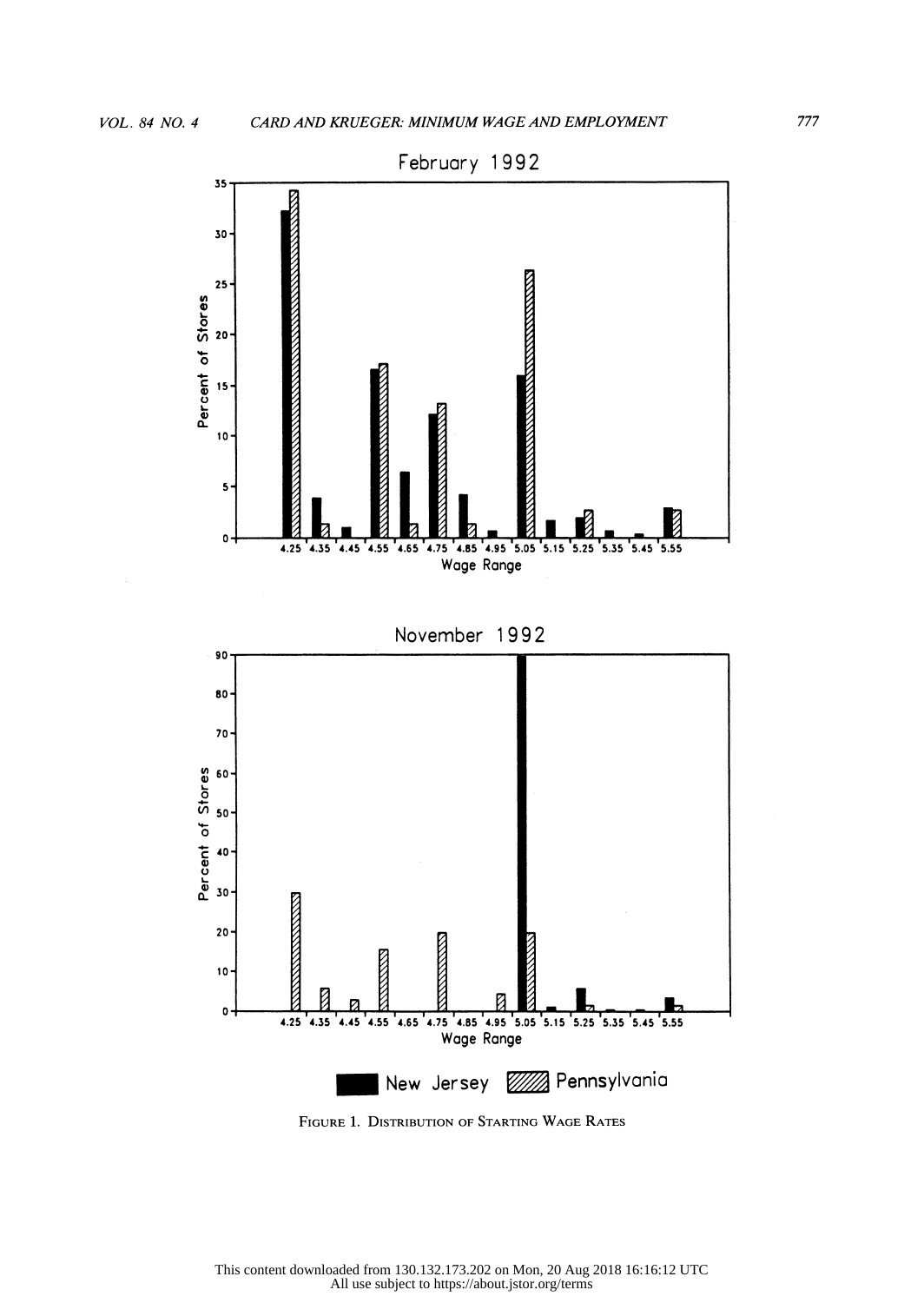FIGURE 1. DISTRIBUTION OF STARTING WAGE RATES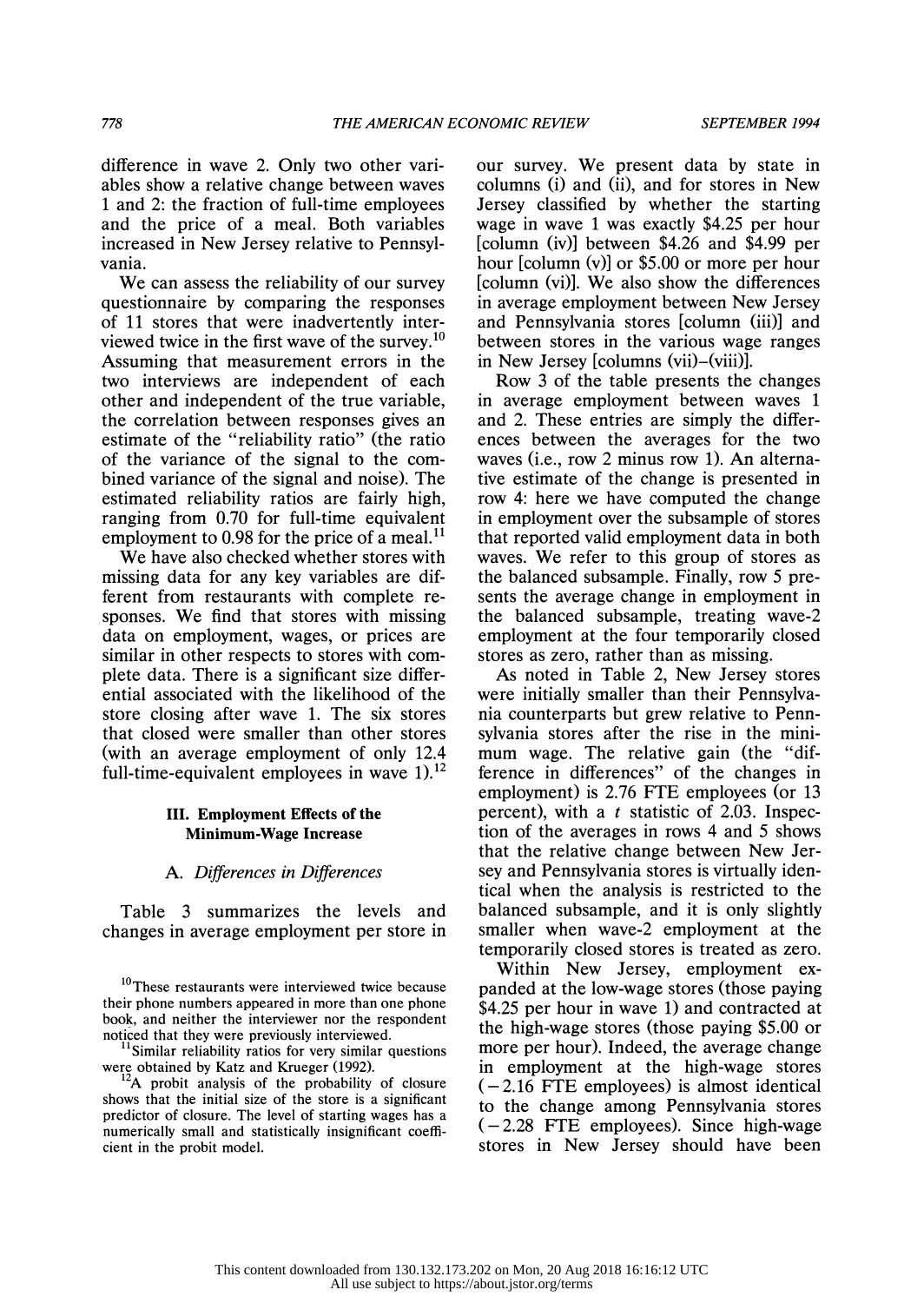difference in wave 2. Only two other variables show a relative change between waves 1 and 2: the fraction of full-time employees and the price of a meal. Both variables increased in New Jersey relative to Pennsylvania.

We can assess the reliability of our survey questionnaire by comparing the responses of 11 stores that were inadvertently interviewed twice in the first wave of the survey.[10] Assuming that measurement errors in the two interviews are independent of each other and independent of the true variable, the correlation between responses gives an estimate of the "reliability ratio" (the ratio of the variance of the signal to the combined variance of the signal and noise). The estimated reliability ratios are fairly high, ranging from 0.70 for full-time equivalent employment to 0.98 for the price of a meal.[11]

We have also checked whether stores with missing data for any key variables are different from restaurants with complete responses. We find that stores with missing data on employment, wages, or prices are similar in other respects to stores with complete data. There is a significant size differential associated with the likelihood of the store closing after wave 1. The six stores that closed were smaller than other stores (with an average employment of only 12.4 full-time-equivalent employees in wave 1).[12]

## III. Employment Effects of the Minimum-Wage Increase

### A. *Differences in Differences*

Table 3 summarizes the levels and changes in average employment per store in our survey. We present data by state in columns (i) and (ii), and for stores in New Jersey classified by whether the starting wage in wave 1 was exactly $4.25 per hour [column (iv)] between $4.26 and $4.99 per hour [column (v)] or $5.00 or more per hour [column (vi)]. We also show the differences in average employment between New Jersey and Pennsylvania stores [column (iii)] and between stores in the various wage ranges in New Jersey [columns (vii)–(viii)].

Row 3 of the table presents the changes in average employment between waves 1 and 2. These entries are simply the differences between the averages for the two waves (i.e., row 2 minus row 1). An alternative estimate of the change is presented in row 4: here we have computed the change in employment over the subsample of stores that reported valid employment data in both waves. We refer to this group of stores as the balanced subsample. Finally, row 5 presents the average change in employment in the balanced subsample, treating wave-2 employment at the four temporarily closed stores as zero, rather than as missing.

As noted in Table 2, New Jersey stores were initially smaller than their Pennsylvania counterparts but grew relative to Pennsylvania stores after the rise in the minimum wage. The relative gain (the "difference in differences" of the changes in employment) is 2.76 FTE employees (or 13 percent), with a $t$ statistic of 2.03. Inspection of the averages in rows 4 and 5 shows that the relative change between New Jersey and Pennsylvania stores is virtually identical when the analysis is restricted to the balanced subsample, and it is only slightly smaller when wave-2 employment at the temporarily closed stores is treated as zero.

Within New Jersey, employment expanded at the low-wage stores (those paying $4.25 per hour in wave 1) and contracted at the high-wage stores (those paying $5.00 or more per hour). Indeed, the average change in employment at the high-wage stores ($-2.16$ FTE employees) is almost identical to the change among Pennsylvania stores ($-2.28$ FTE employees). Since high-wage stores in New Jersey should have been

---

[10] These restaurants were interviewed twice because their phone numbers appeared in more than one phone book, and neither the interviewer nor the respondent noticed that they were previously interviewed.

[11] Similar reliability ratios for very similar questions were obtained by Katz and Krueger (1992).

[12] A probit analysis of the probability of closure shows that the initial size of the store is a significant predictor of closure. The level of starting wages has a numerically small and statistically insignificant coefficient in the probit model.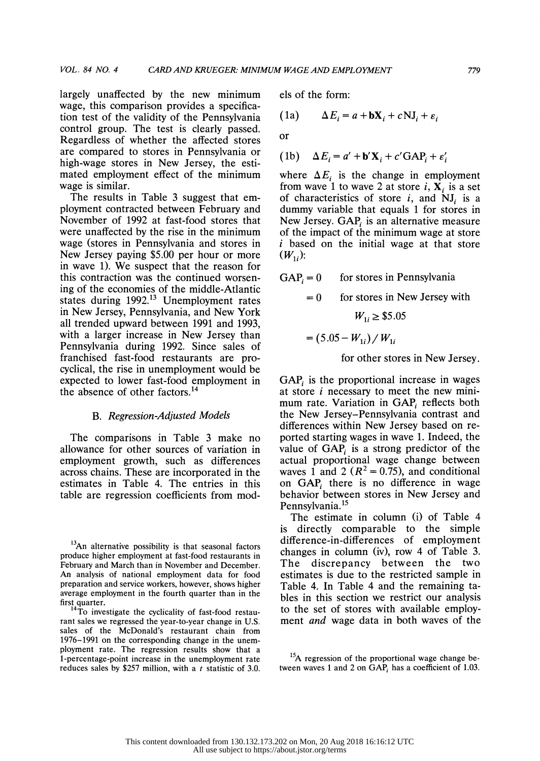largely unaffected by the new minimum wage, this comparison provides a specification test of the validity of the Pennsylvania control group. The test is clearly passed. Regardless of whether the affected stores are compared to stores in Pennsylvania or high-wage stores in New Jersey, the estimated employment effect of the minimum wage is similar.

The results in Table 3 suggest that employment contracted between February and November of 1992 at fast-food stores that were unaffected by the rise in the minimum wage (stores in Pennsylvania and stores in New Jersey paying \$5.00 per hour or more in wave 1). We suspect that the reason for this contraction was the continued worsening of the economies of the middle-Atlantic states during 1992.[13] Unemployment rates in New Jersey, Pennsylvania, and New York all trended upward between 1991 and 1993, with a larger increase in New Jersey than Pennsylvania during 1992. Since sales of franchised fast-food restaurants are procyclical, the rise in unemployment would be expected to lower fast-food employment in the absence of other factors.[14]

### B. *Regression-Adjusted Models*

The comparisons in Table 3 make no allowance for other sources of variation in employment growth, such as differences across chains. These are incorporated in the estimates in Table 4. The entries in this table are regression coefficients from models of the form:

$$\text{(1a)} \qquad \Delta E_i = a + \mathbf{b}\mathbf{X}_i + c\,\text{NJ}_i + \varepsilon_i$$

or

$$\text{(1b)} \qquad \Delta E_i = a' + \mathbf{b}'\mathbf{X}_i + c'\,\text{GAP}_i + \varepsilon_i'$$

where $\Delta E_i$ is the change in employment from wave 1 to wave 2 at store $i$, $\mathbf{X}_i$ is a set of characteristics of store $i$, and $\text{NJ}_i$ is a dummy variable that equals 1 for stores in New Jersey. $\text{GAP}_i$ is an alternative measure of the impact of the minimum wage at store $i$ based on the initial wage at that store ($W_{1i}$):

$$\begin{aligned} \text{GAP}_i &= 0 \quad \text{for stores in Pennsylvania} \\ &= 0 \quad \text{for stores in New Jersey with } W_{1i} \geq \$5.05 \\ &= (5.05 - W_{1i})/W_{1i} \quad \text{for other stores in New Jersey.} \end{aligned}$$

$\text{GAP}_i$ is the proportional increase in wages at store $i$ necessary to meet the new minimum rate. Variation in $\text{GAP}_i$ reflects both the New Jersey–Pennsylvania contrast and differences within New Jersey based on reported starting wages in wave 1. Indeed, the value of $\text{GAP}_i$ is a strong predictor of the actual proportional wage change between waves 1 and 2 ($R^2 = 0.75$), and conditional on $\text{GAP}_i$ there is no difference in wage behavior between stores in New Jersey and Pennsylvania.[15]

The estimate in column (i) of Table 4 is directly comparable to the simple difference-in-differences of employment changes in column (iv), row 4 of Table 3. The discrepancy between the two estimates is due to the restricted sample in Table 4. In Table 4 and the remaining tables in this section we restrict our analysis to the set of stores with available employment *and* wage data in both waves of the

---

[13] An alternative possibility is that seasonal factors produce higher employment at fast-food restaurants in February and March than in November and December. An analysis of national employment data for food preparation and service workers, however, shows higher average employment in the fourth quarter than in the first quarter.

[14] To investigate the cyclicality of fast-food restaurant sales we regressed the year-to-year change in U.S. sales of the McDonald's restaurant chain from 1976–1991 on the corresponding change in the unemployment rate. The regression results show that a 1-percentage-point increase in the unemployment rate reduces sales by \$257 million, with a $t$ statistic of 3.0.

[15] A regression of the proportional wage change between waves 1 and 2 on $\text{GAP}_i$ has a coefficient of 1.03.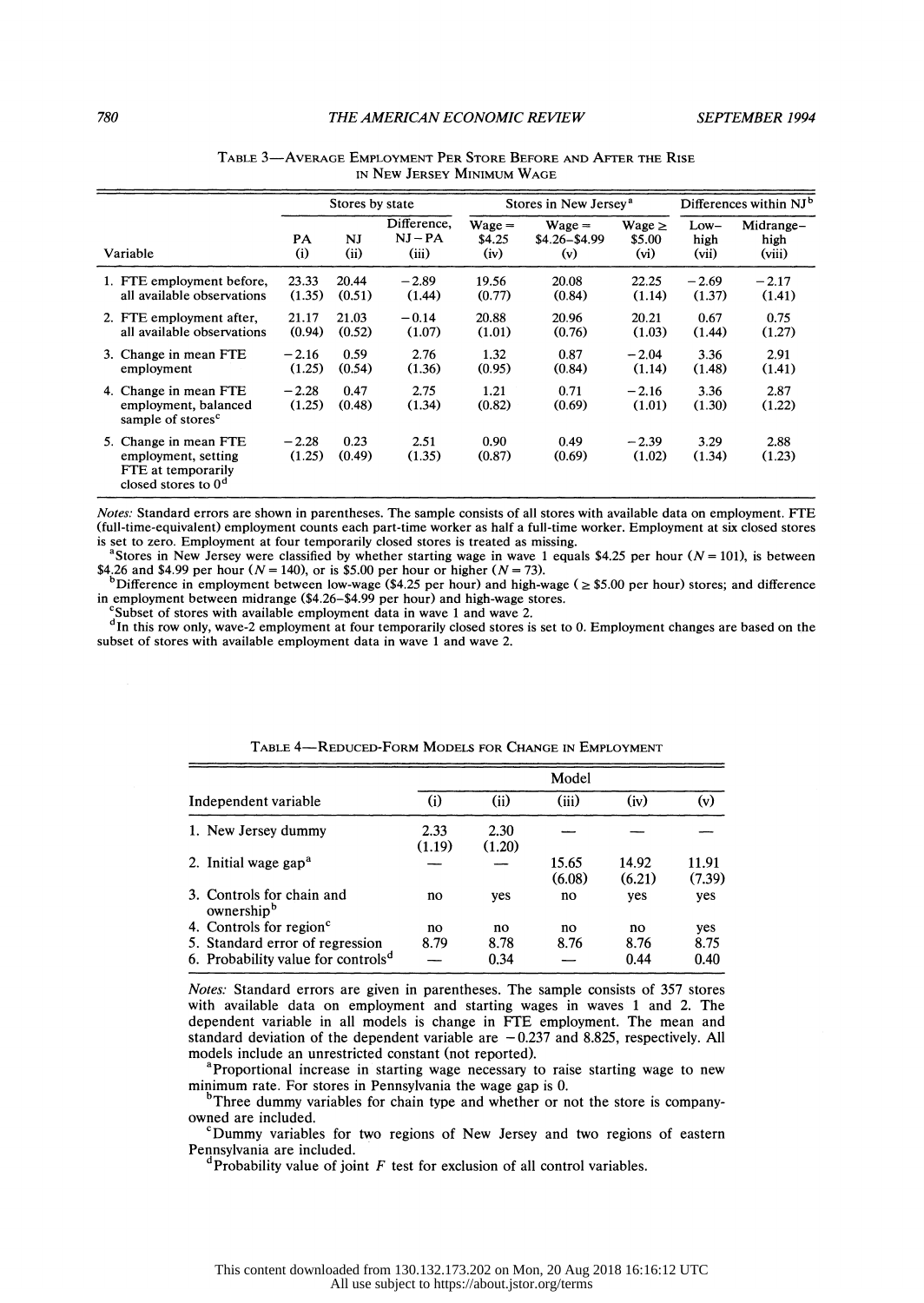TABLE 3—AVERAGE EMPLOYMENT PER STORE BEFORE AND AFTER THE RISE IN NEW JERSEY MINIMUM WAGE

| | Stores by state | | | Stores in New Jersey[a] | | | Differences within NJ[b] | |
|---|---|---|---|---|---|---|---|---|
| Variable | PA (i) | NJ (ii) | Difference, NJ – PA (iii) | Wage = \$4.25 (iv) | Wage = \$4.26–\$4.99 (v) | Wage ≥ \$5.00 (vi) | Low–high (vii) | Midrange–high (viii) |
| 1. FTE employment before, all available observations | 23.33 (1.35) | 20.44 (0.51) | –2.89 (1.44) | 19.56 (0.77) | 20.08 (0.84) | 22.25 (1.14) | –2.69 (1.37) | –2.17 (1.41) |
| 2. FTE employment after, all available observations | 21.17 (0.94) | 21.03 (0.52) | –0.14 (1.07) | 20.88 (1.01) | 20.96 (0.76) | 20.21 (1.03) | 0.67 (1.44) | 0.75 (1.27) |
| 3. Change in mean FTE employment | –2.16 (1.25) | 0.59 (0.54) | 2.76 (1.36) | 1.32 (0.95) | 0.87 (0.84) | –2.04 (1.14) | 3.36 (1.48) | 2.91 (1.41) |
| 4. Change in mean FTE employment, balanced sample of stores[c] | –2.28 (1.25) | 0.47 (0.48) | 2.75 (1.34) | 1.21 (0.82) | 0.71 (0.69) | –2.16 (1.01) | 3.36 (1.30) | 2.87 (1.22) |
| 5. Change in mean FTE employment, setting FTE at temporarily closed stores to 0[d] | –2.28 (1.25) | 0.23 (0.49) | 2.51 (1.35) | 0.90 (0.87) | 0.49 (0.69) | –2.39 (1.02) | 3.29 (1.34) | 2.88 (1.23) |

*Notes:* Standard errors are shown in parentheses. The sample consists of all stores with available data on employment. FTE (full-time-equivalent) employment counts each part-time worker as half a full-time worker. Employment at six closed stores is set to zero. Employment at four temporarily closed stores is treated as missing.

[a]Stores in New Jersey were classified by whether starting wage in wave 1 equals \$4.25 per hour ($N = 101$), is between \$4.26 and \$4.99 per hour ($N = 140$), or is \$5.00 per hour or higher ($N = 73$).

[b]Difference in employment between low-wage (\$4.25 per hour) and high-wage (≥ \$5.00 per hour) stores; and difference in employment between midrange (\$4.26–\$4.99 per hour) and high-wage stores.

[c]Subset of stores with available employment data in wave 1 and wave 2.

[d]In this row only, wave-2 employment at four temporarily closed stores is set to 0. Employment changes are based on the subset of stores with available employment data in wave 1 and wave 2.

TABLE 4—REDUCED-FORM MODELS FOR CHANGE IN EMPLOYMENT

| | Model | | | | |
|---|---|---|---|---|---|
| Independent variable | (i) | (ii) | (iii) | (iv) | (v) |
| 1. New Jersey dummy | 2.33 (1.19) | 2.30 (1.20) | — | — | — |
| 2. Initial wage gap[a] | — | — | 15.65 (6.08) | 14.92 (6.21) | 11.91 (7.39) |
| 3. Controls for chain and ownership[b] | no | yes | no | yes | yes |
| 4. Controls for region[c] | no | no | no | no | yes |
| 5. Standard error of regression | 8.79 | 8.78 | 8.76 | 8.76 | 8.75 |
| 6. Probability value for controls[d] | — | 0.34 | — | 0.44 | 0.40 |

*Notes:* Standard errors are given in parentheses. The sample consists of 357 stores with available data on employment and starting wages in waves 1 and 2. The dependent variable in all models is change in FTE employment. The mean and standard deviation of the dependent variable are –0.237 and 8.825, respectively. All models include an unrestricted constant (not reported).

[a]Proportional increase in starting wage necessary to raise starting wage to new minimum rate. For stores in Pennsylvania the wage gap is 0.

[b]Three dummy variables for chain type and whether or not the store is company-owned are included.

[c]Dummy variables for two regions of New Jersey and two regions of eastern Pennsylvania are included.

[d]Probability value of joint $F$ test for exclusion of all control variables.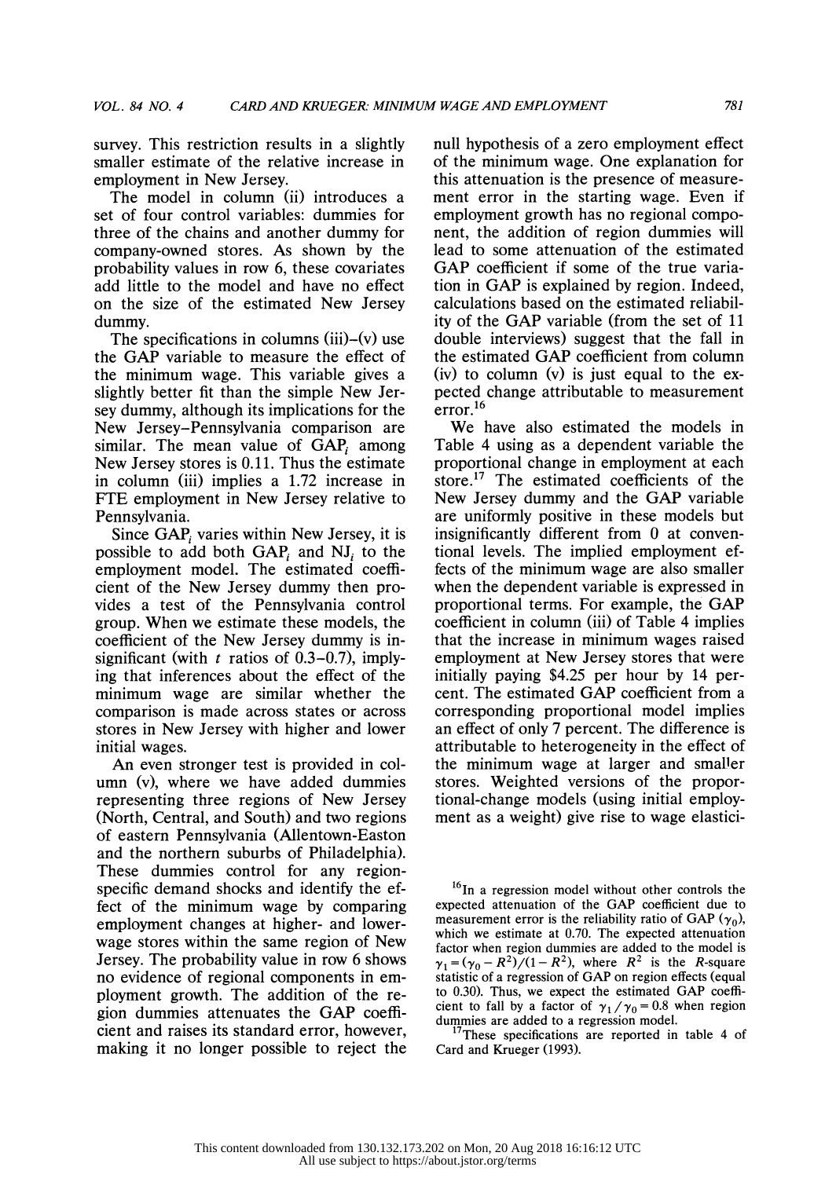survey. This restriction results in a slightly smaller estimate of the relative increase in employment in New Jersey.

The model in column (ii) introduces a set of four control variables: dummies for three of the chains and another dummy for company-owned stores. As shown by the probability values in row 6, these covariates add little to the model and have no effect on the size of the estimated New Jersey dummy.

The specifications in columns (iii)–(v) use the GAP variable to measure the effect of the minimum wage. This variable gives a slightly better fit than the simple New Jersey dummy, although its implications for the New Jersey–Pennsylvania comparison are similar. The mean value of $GAP_i$ among New Jersey stores is 0.11. Thus the estimate in column (iii) implies a 1.72 increase in FTE employment in New Jersey relative to Pennsylvania.

Since $GAP_i$ varies within New Jersey, it is possible to add both $GAP_i$ and $NJ_i$ to the employment model. The estimated coefficient of the New Jersey dummy then provides a test of the Pennsylvania control group. When we estimate these models, the coefficient of the New Jersey dummy is insignificant (with $t$ ratios of 0.3–0.7), implying that inferences about the effect of the minimum wage are similar whether the comparison is made across states or across stores in New Jersey with higher and lower initial wages.

An even stronger test is provided in column (v), where we have added dummies representing three regions of New Jersey (North, Central, and South) and two regions of eastern Pennsylvania (Allentown-Easton and the northern suburbs of Philadelphia). These dummies control for any region-specific demand shocks and identify the effect of the minimum wage by comparing employment changes at higher- and lower-wage stores within the same region of New Jersey. The probability value in row 6 shows no evidence of regional components in employment growth. The addition of the region dummies attenuates the GAP coefficient and raises its standard error, however, making it no longer possible to reject the null hypothesis of a zero employment effect of the minimum wage. One explanation for this attenuation is the presence of measurement error in the starting wage. Even if employment growth has no regional component, the addition of region dummies will lead to some attenuation of the estimated GAP coefficient if some of the true variation in GAP is explained by region. Indeed, calculations based on the estimated reliability of the GAP variable (from the set of 11 double interviews) suggest that the fall in the estimated GAP coefficient from column (iv) to column (v) is just equal to the expected change attributable to measurement error.[16]

We have also estimated the models in Table 4 using as a dependent variable the proportional change in employment at each store.[17] The estimated coefficients of the New Jersey dummy and the GAP variable are uniformly positive in these models but insignificantly different from 0 at conventional levels. The implied employment effects of the minimum wage are also smaller when the dependent variable is expressed in proportional terms. For example, the GAP coefficient in column (iii) of Table 4 implies that the increase in minimum wages raised employment at New Jersey stores that were initially paying \$4.25 per hour by 14 percent. The estimated GAP coefficient from a corresponding proportional model implies an effect of only 7 percent. The difference is attributable to heterogeneity in the effect of the minimum wage at larger and smaller stores. Weighted versions of the proportional-change models (using initial employment as a weight) give rise to wage elastici-

---

[16] In a regression model without other controls the expected attenuation of the GAP coefficient due to measurement error is the reliability ratio of GAP ($\gamma_0$), which we estimate at 0.70. The expected attenuation factor when region dummies are added to the model is $\gamma_1 = (\gamma_0 - R^2)/(1 - R^2)$, where $R^2$ is the $R$-square statistic of a regression of GAP on region effects (equal to 0.30). Thus, we expect the estimated GAP coefficient to fall by a factor of $\gamma_1 / \gamma_0 = 0.8$ when region dummies are added to a regression model.

[17] These specifications are reported in table 4 of Card and Krueger (1993).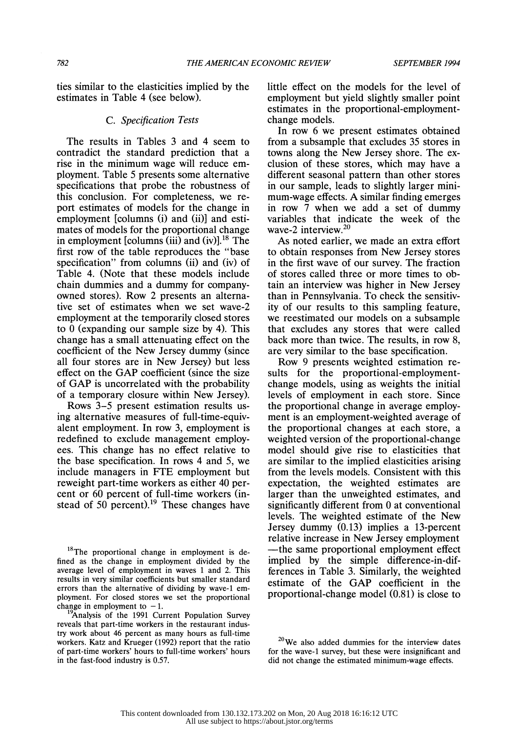ties similar to the elasticities implied by the estimates in Table 4 (see below).

### C. Specification Tests

The results in Tables 3 and 4 seem to contradict the standard prediction that a rise in the minimum wage will reduce employment. Table 5 presents some alternative specifications that probe the robustness of this conclusion. For completeness, we report estimates of models for the change in employment [columns (i) and (ii)] and estimates of models for the proportional change in employment [columns (iii) and (iv)].[18] The first row of the table reproduces the "base specification" from columns (ii) and (iv) of Table 4. (Note that these models include chain dummies and a dummy for company-owned stores). Row 2 presents an alternative set of estimates when we set wave-2 employment at the temporarily closed stores to 0 (expanding our sample size by 4). This change has a small attenuating effect on the coefficient of the New Jersey dummy (since all four stores are in New Jersey) but less effect on the GAP coefficient (since the size of GAP is uncorrelated with the probability of a temporary closure within New Jersey).

Rows 3–5 present estimation results using alternative measures of full-time-equivalent employment. In row 3, employment is redefined to exclude management employees. This change has no effect relative to the base specification. In rows 4 and 5, we include managers in FTE employment but reweight part-time workers as either 40 percent or 60 percent of full-time workers (instead of 50 percent).[19] These changes have little effect on the models for the level of employment but yield slightly smaller point estimates in the proportional-employment-change models.

In row 6 we present estimates obtained from a subsample that excludes 35 stores in towns along the New Jersey shore. The exclusion of these stores, which may have a different seasonal pattern than other stores in our sample, leads to slightly larger minimum-wage effects. A similar finding emerges in row 7 when we add a set of dummy variables that indicate the week of the wave-2 interview.[20]

As noted earlier, we made an extra effort to obtain responses from New Jersey stores in the first wave of our survey. The fraction of stores called three or more times to obtain an interview was higher in New Jersey than in Pennsylvania. To check the sensitivity of our results to this sampling feature, we reestimated our models on a subsample that excludes any stores that were called back more than twice. The results, in row 8, are very similar to the base specification.

Row 9 presents weighted estimation results for the proportional-employment-change models, using as weights the initial levels of employment in each store. Since the proportional change in average employment is an employment-weighted average of the proportional changes at each store, a weighted version of the proportional-change model should give rise to elasticities that are similar to the implied elasticities arising from the levels models. Consistent with this expectation, the weighted estimates are larger than the unweighted estimates, and significantly different from 0 at conventional levels. The weighted estimate of the New Jersey dummy (0.13) implies a 13-percent relative increase in New Jersey employment —the same proportional employment effect implied by the simple difference-in-differences in Table 3. Similarly, the weighted estimate of the GAP coefficient in the proportional-change model (0.81) is close to

---

[18] The proportional change in employment is defined as the change in employment divided by the average level of employment in waves 1 and 2. This results in very similar coefficients but smaller standard errors than the alternative of dividing by wave-1 employment. For closed stores we set the proportional change in employment to $-1$.

[19] Analysis of the 1991 Current Population Survey reveals that part-time workers in the restaurant industry work about 46 percent as many hours as full-time workers. Katz and Krueger (1992) report that the ratio of part-time workers' hours to full-time workers' hours in the fast-food industry is 0.57.

[20] We also added dummies for the interview dates for the wave-1 survey, but these were insignificant and did not change the estimated minimum-wage effects.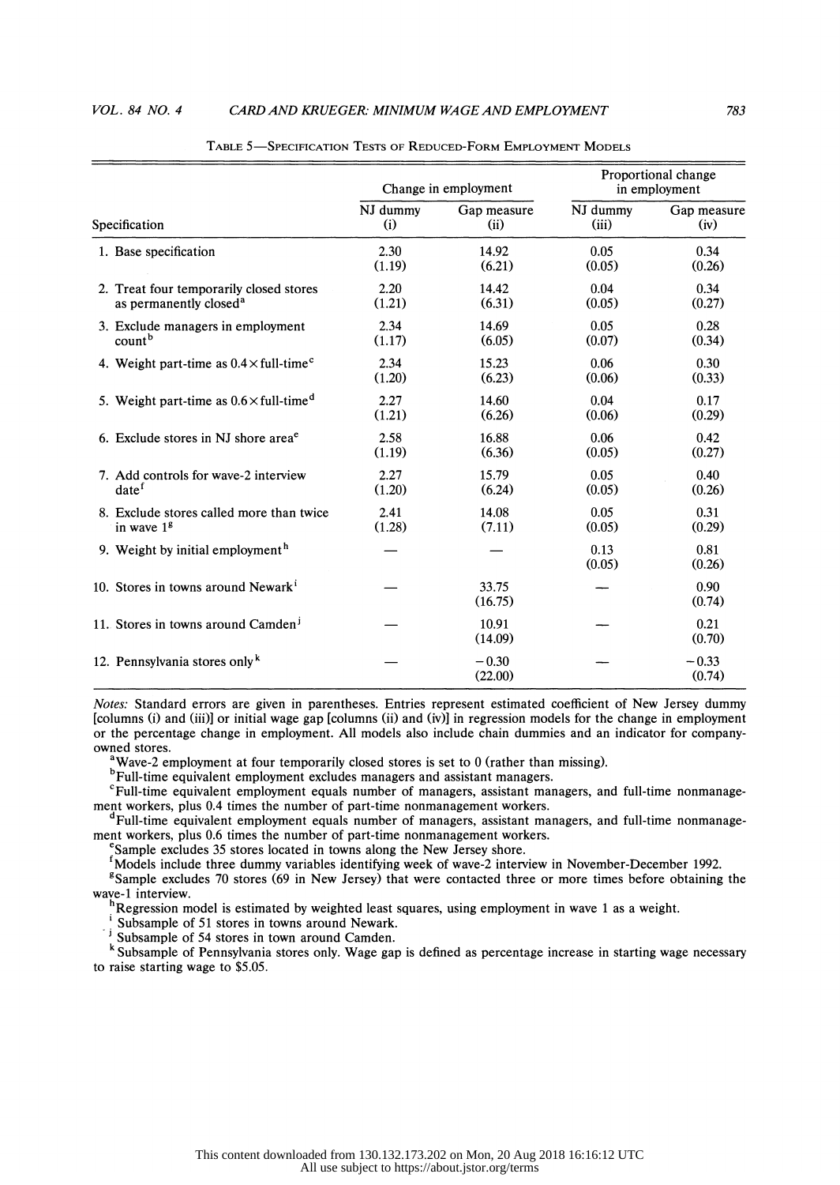Table 5—Specification Tests of Reduced-Form Employment Models

| Specification | Change in employment | | Proportional change in employment | |
|---|---|---|---|---|
| | NJ dummy (i) | Gap measure (ii) | NJ dummy (iii) | Gap measure (iv) |
| 1. Base specification | 2.30 (1.19) | 14.92 (6.21) | 0.05 (0.05) | 0.34 (0.26) |
| 2. Treat four temporarily closed stores as permanently closed[a] | 2.20 (1.21) | 14.42 (6.31) | 0.04 (0.05) | 0.34 (0.27) |
| 3. Exclude managers in employment count[b] | 2.34 (1.17) | 14.69 (6.05) | 0.05 (0.07) | 0.28 (0.34) |
| 4. Weight part-time as 0.4 × full-time[c] | 2.34 (1.20) | 15.23 (6.23) | 0.06 (0.06) | 0.30 (0.33) |
| 5. Weight part-time as 0.6 × full-time[d] | 2.27 (1.21) | 14.60 (6.26) | 0.04 (0.06) | 0.17 (0.29) |
| 6. Exclude stores in NJ shore area[e] | 2.58 (1.19) | 16.88 (6.36) | 0.06 (0.05) | 0.42 (0.27) |
| 7. Add controls for wave-2 interview date[f] | 2.27 (1.20) | 15.79 (6.24) | 0.05 (0.05) | 0.40 (0.26) |
| 8. Exclude stores called more than twice in wave 1[g] | 2.41 (1.28) | 14.08 (7.11) | 0.05 (0.05) | 0.31 (0.29) |
| 9. Weight by initial employment[h] | — | — | 0.13 (0.05) | 0.81 (0.26) |
| 10. Stores in towns around Newark[i] | — | 33.75 (16.75) | — | 0.90 (0.74) |
| 11. Stores in towns around Camden[j] | — | 10.91 (14.09) | — | 0.21 (0.70) |
| 12. Pennsylvania stores only[k] | — | −0.30 (22.00) | — | −0.33 (0.74) |

*Notes:* Standard errors are given in parentheses. Entries represent estimated coefficient of New Jersey dummy [columns (i) and (iii)] or initial wage gap [columns (ii) and (iv)] in regression models for the change in employment or the percentage change in employment. All models also include chain dummies and an indicator for company-owned stores.

[a]Wave-2 employment at four temporarily closed stores is set to 0 (rather than missing).

[b]Full-time equivalent employment excludes managers and assistant managers.

[c]Full-time equivalent employment equals number of managers, assistant managers, and full-time nonmanagement workers, plus 0.4 times the number of part-time nonmanagement workers.

[d]Full-time equivalent employment equals number of managers, assistant managers, and full-time nonmanagement workers, plus 0.6 times the number of part-time nonmanagement workers.

[e]Sample excludes 35 stores located in towns along the New Jersey shore.

[f]Models include three dummy variables identifying week of wave-2 interview in November-December 1992.

[g]Sample excludes 70 stores (69 in New Jersey) that were contacted three or more times before obtaining the wave-1 interview.

[h]Regression model is estimated by weighted least squares, using employment in wave 1 as a weight.

[i]Subsample of 51 stores in towns around Newark.

[j]Subsample of 54 stores in town around Camden.

[k]Subsample of Pennsylvania stores only. Wage gap is defined as percentage increase in starting wage necessary to raise starting wage to $5.05.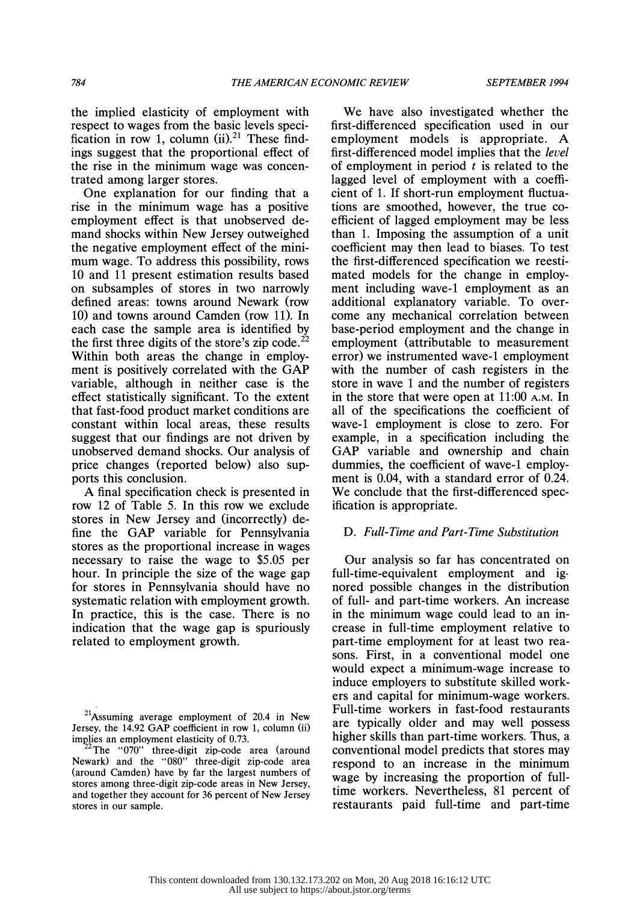the implied elasticity of employment with respect to wages from the basic levels specification in row 1, column (ii).[21] These findings suggest that the proportional effect of the rise in the minimum wage was concentrated among larger stores.

One explanation for our finding that a rise in the minimum wage has a positive employment effect is that unobserved demand shocks within New Jersey outweighed the negative employment effect of the minimum wage. To address this possibility, rows 10 and 11 present estimation results based on subsamples of stores in two narrowly defined areas: towns around Newark (row 10) and towns around Camden (row 11). In each case the sample area is identified by the first three digits of the store's zip code.[22] Within both areas the change in employment is positively correlated with the GAP variable, although in neither case is the effect statistically significant. To the extent that fast-food product market conditions are constant within local areas, these results suggest that our findings are not driven by unobserved demand shocks. Our analysis of price changes (reported below) also supports this conclusion.

A final specification check is presented in row 12 of Table 5. In this row we exclude stores in New Jersey and (incorrectly) define the GAP variable for Pennsylvania stores as the proportional increase in wages necessary to raise the wage to \$5.05 per hour. In principle the size of the wage gap for stores in Pennsylvania should have no systematic relation with employment growth. In practice, this is the case. There is no indication that the wage gap is spuriously related to employment growth.

We have also investigated whether the first-differenced specification used in our employment models is appropriate. A first-differenced model implies that the *level* of employment in period $t$ is related to the lagged level of employment with a coefficient of 1. If short-run employment fluctuations are smoothed, however, the true coefficient of lagged employment may be less than 1. Imposing the assumption of a unit coefficient may then lead to biases. To test the first-differenced specification we reestimated models for the change in employment including wave-1 employment as an additional explanatory variable. To overcome any mechanical correlation between base-period employment and the change in employment (attributable to measurement error) we instrumented wave-1 employment with the number of cash registers in the store in wave 1 and the number of registers in the store that were open at 11:00 A.M. In all of the specifications the coefficient of wave-1 employment is close to zero. For example, in a specification including the GAP variable and ownership and chain dummies, the coefficient of wave-1 employment is 0.04, with a standard error of 0.24. We conclude that the first-differenced specification is appropriate.

### D. *Full-Time and Part-Time Substitution*

Our analysis so far has concentrated on full-time-equivalent employment and ignored possible changes in the distribution of full- and part-time workers. An increase in the minimum wage could lead to an increase in full-time employment relative to part-time employment for at least two reasons. First, in a conventional model one would expect a minimum-wage increase to induce employers to substitute skilled workers and capital for minimum-wage workers. Full-time workers in fast-food restaurants are typically older and may well possess higher skills than part-time workers. Thus, a conventional model predicts that stores may respond to an increase in the minimum wage by increasing the proportion of full-time workers. Nevertheless, 81 percent of restaurants paid full-time and part-time

[21] Assuming average employment of 20.4 in New Jersey, the 14.92 GAP coefficient in row 1, column (ii) implies an employment elasticity of 0.73.

[22] The "070" three-digit zip-code area (around Newark) and the "080" three-digit zip-code area (around Camden) have by far the largest numbers of stores among three-digit zip-code areas in New Jersey, and together they account for 36 percent of New Jersey stores in our sample.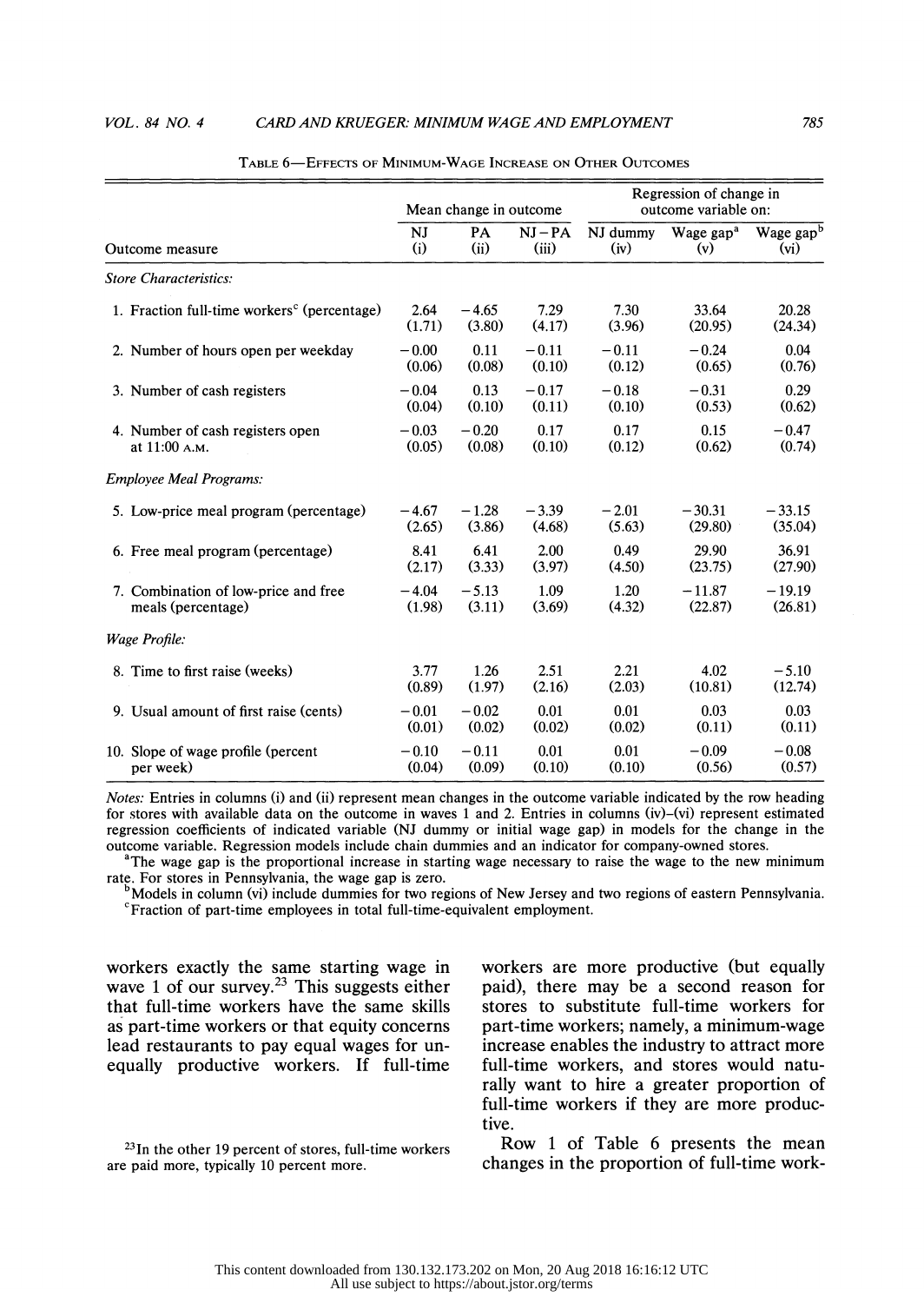TABLE 6—EFFECTS OF MINIMUM-WAGE INCREASE ON OTHER OUTCOMES

| Outcome measure | Mean change in outcome | | | Regression of change in outcome variable on: | | |
|---|---|---|---|---|---|---|
| | NJ (i) | PA (ii) | NJ − PA (iii) | NJ dummy (iv) | Wage gap[a] (v) | Wage gap[b] (vi) |
| *Store Characteristics:* | | | | | | |
| 1. Fraction full-time workers[c] (percentage) | 2.64 (1.71) | −4.65 (3.80) | 7.29 (4.17) | 7.30 (3.96) | 33.64 (20.95) | 20.28 (24.34) |
| 2. Number of hours open per weekday | −0.00 (0.06) | 0.11 (0.08) | −0.11 (0.10) | −0.11 (0.12) | −0.24 (0.65) | 0.04 (0.76) |
| 3. Number of cash registers | −0.04 (0.04) | 0.13 (0.10) | −0.17 (0.11) | −0.18 (0.10) | −0.31 (0.53) | 0.29 (0.62) |
| 4. Number of cash registers open at 11:00 A.M. | −0.03 (0.05) | −0.20 (0.08) | 0.17 (0.10) | 0.17 (0.12) | 0.15 (0.62) | −0.47 (0.74) |
| *Employee Meal Programs:* | | | | | | |
| 5. Low-price meal program (percentage) | −4.67 (2.65) | −1.28 (3.86) | −3.39 (4.68) | −2.01 (5.63) | −30.31 (29.80) | −33.15 (35.04) |
| 6. Free meal program (percentage) | 8.41 (2.17) | 6.41 (3.33) | 2.00 (3.97) | 0.49 (4.50) | 29.90 (23.75) | 36.91 (27.90) |
| 7. Combination of low-price and free meals (percentage) | −4.04 (1.98) | −5.13 (3.11) | 1.09 (3.69) | 1.20 (4.32) | −11.87 (22.87) | −19.19 (26.81) |
| *Wage Profile:* | | | | | | |
| 8. Time to first raise (weeks) | 3.77 (0.89) | 1.26 (1.97) | 2.51 (2.16) | 2.21 (2.03) | 4.02 (10.81) | −5.10 (12.74) |
| 9. Usual amount of first raise (cents) | −0.01 (0.01) | −0.02 (0.02) | 0.01 (0.02) | 0.01 (0.02) | 0.03 (0.11) | 0.03 (0.11) |
| 10. Slope of wage profile (percent per week) | −0.10 (0.04) | −0.11 (0.09) | 0.01 (0.10) | 0.01 (0.10) | −0.09 (0.56) | −0.08 (0.57) |

*Notes:* Entries in columns (i) and (ii) represent mean changes in the outcome variable indicated by the row heading for stores with available data on the outcome in waves 1 and 2. Entries in columns (iv)–(vi) represent estimated regression coefficients of indicated variable (NJ dummy or initial wage gap) in models for the change in the outcome variable. Regression models include chain dummies and an indicator for company-owned stores.

[a]The wage gap is the proportional increase in starting wage necessary to raise the wage to the new minimum rate. For stores in Pennsylvania, the wage gap is zero.

[b]Models in column (vi) include dummies for two regions of New Jersey and two regions of eastern Pennsylvania.

[c]Fraction of part-time employees in total full-time-equivalent employment.

workers exactly the same starting wage in wave 1 of our survey.[23] This suggests either that full-time workers have the same skills as part-time workers or that equity concerns lead restaurants to pay equal wages for unequally productive workers. If full-time workers are more productive (but equally paid), there may be a second reason for stores to substitute full-time workers for part-time workers; namely, a minimum-wage increase enables the industry to attract more full-time workers, and stores would naturally want to hire a greater proportion of full-time workers if they are more productive.

Row 1 of Table 6 presents the mean changes in the proportion of full-time work-

[23]In the other 19 percent of stores, full-time workers are paid more, typically 10 percent more.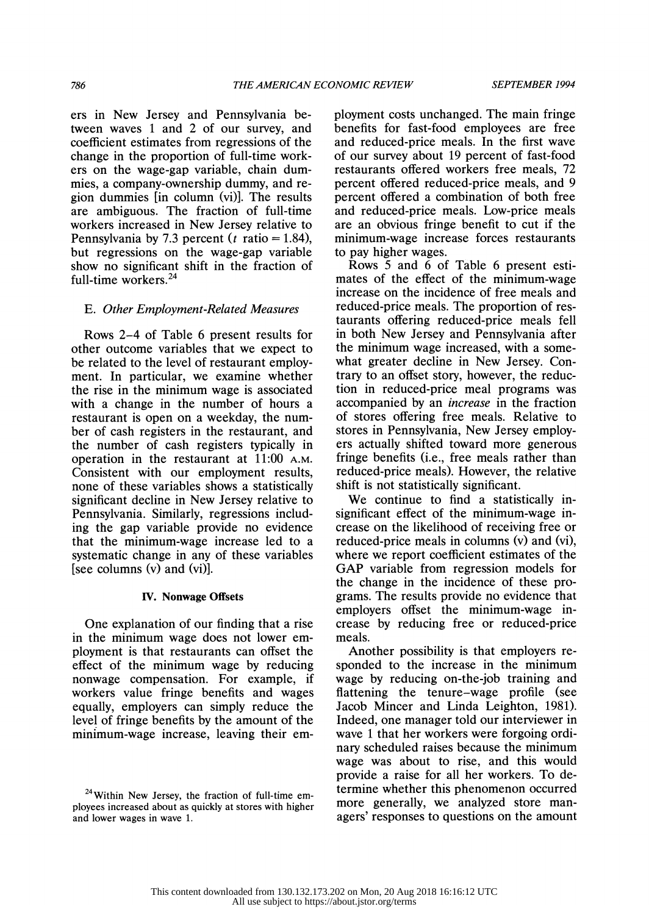ers in New Jersey and Pennsylvania between waves 1 and 2 of our survey, and coefficient estimates from regressions of the change in the proportion of full-time workers on the wage-gap variable, chain dummies, a company-ownership dummy, and region dummies [in column (vi)]. The results are ambiguous. The fraction of full-time workers increased in New Jersey relative to Pennsylvania by 7.3 percent ($t$ ratio = 1.84), but regressions on the wage-gap variable show no significant shift in the fraction of full-time workers.[24]

### E. *Other Employment-Related Measures*

Rows 2–4 of Table 6 present results for other outcome variables that we expect to be related to the level of restaurant employment. In particular, we examine whether the rise in the minimum wage is associated with a change in the number of hours a restaurant is open on a weekday, the number of cash registers in the restaurant, and the number of cash registers typically in operation in the restaurant at 11:00 A.M. Consistent with our employment results, none of these variables shows a statistically significant decline in New Jersey relative to Pennsylvania. Similarly, regressions including the gap variable provide no evidence that the minimum-wage increase led to a systematic change in any of these variables [see columns (v) and (vi)].

## IV. Nonwage Offsets

One explanation of our finding that a rise in the minimum wage does not lower employment is that restaurants can offset the effect of the minimum wage by reducing nonwage compensation. For example, if workers value fringe benefits and wages equally, employers can simply reduce the level of fringe benefits by the amount of the minimum-wage increase, leaving their employment costs unchanged. The main fringe benefits for fast-food employees are free and reduced-price meals. In the first wave of our survey about 19 percent of fast-food restaurants offered workers free meals, 72 percent offered reduced-price meals, and 9 percent offered a combination of both free and reduced-price meals. Low-price meals are an obvious fringe benefit to cut if the minimum-wage increase forces restaurants to pay higher wages.

Rows 5 and 6 of Table 6 present estimates of the effect of the minimum-wage increase on the incidence of free meals and reduced-price meals. The proportion of restaurants offering reduced-price meals fell in both New Jersey and Pennsylvania after the minimum wage increased, with a somewhat greater decline in New Jersey. Contrary to an offset story, however, the reduction in reduced-price meal programs was accompanied by an *increase* in the fraction of stores offering free meals. Relative to stores in Pennsylvania, New Jersey employers actually shifted toward more generous fringe benefits (i.e., free meals rather than reduced-price meals). However, the relative shift is not statistically significant.

We continue to find a statistically insignificant effect of the minimum-wage increase on the likelihood of receiving free or reduced-price meals in columns (v) and (vi), where we report coefficient estimates of the GAP variable from regression models for the change in the incidence of these programs. The results provide no evidence that employers offset the minimum-wage increase by reducing free or reduced-price meals.

Another possibility is that employers responded to the increase in the minimum wage by reducing on-the-job training and flattening the tenure–wage profile (see Jacob Mincer and Linda Leighton, 1981). Indeed, one manager told our interviewer in wave 1 that her workers were forgoing ordinary scheduled raises because the minimum wage was about to rise, and this would provide a raise for all her workers. To determine whether this phenomenon occurred more generally, we analyzed store managers' responses to questions on the amount

[24] Within New Jersey, the fraction of full-time employees increased about as quickly at stores with higher and lower wages in wave 1.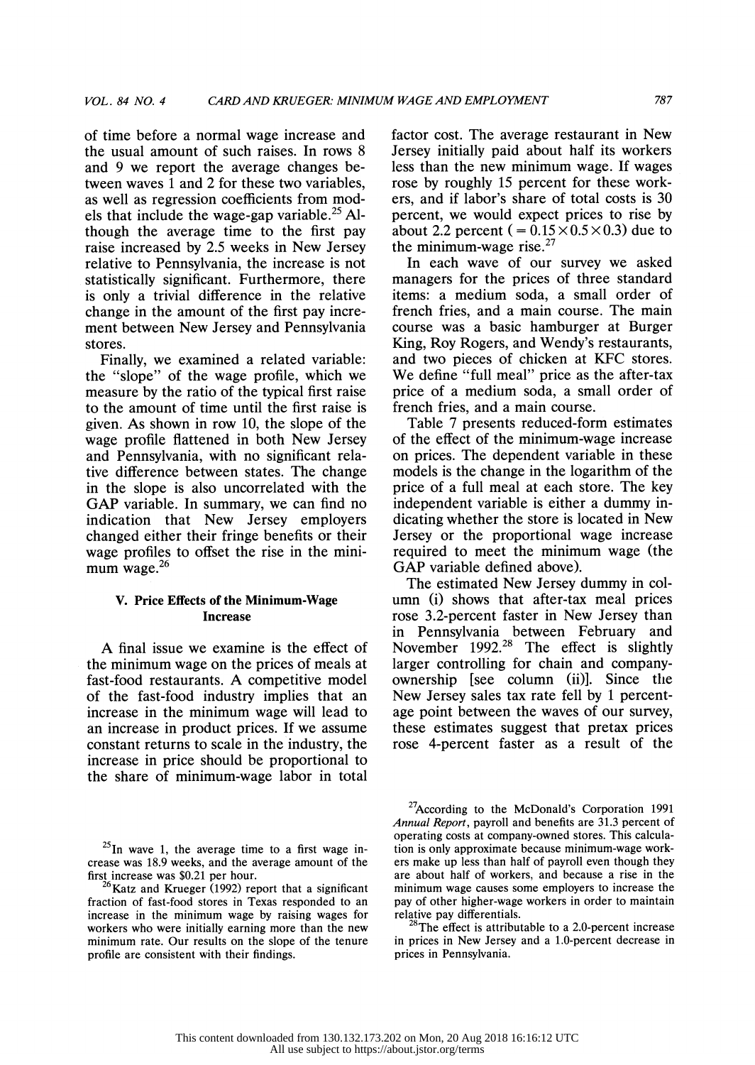of time before a normal wage increase and the usual amount of such raises. In rows 8 and 9 we report the average changes between waves 1 and 2 for these two variables, as well as regression coefficients from models that include the wage-gap variable.[25] Although the average time to the first pay raise increased by 2.5 weeks in New Jersey relative to Pennsylvania, the increase is not statistically significant. Furthermore, there is only a trivial difference in the relative change in the amount of the first pay increment between New Jersey and Pennsylvania stores.

Finally, we examined a related variable: the "slope" of the wage profile, which we measure by the ratio of the typical first raise to the amount of time until the first raise is given. As shown in row 10, the slope of the wage profile flattened in both New Jersey and Pennsylvania, with no significant relative difference between states. The change in the slope is also uncorrelated with the GAP variable. In summary, we can find no indication that New Jersey employers changed either their fringe benefits or their wage profiles to offset the rise in the minimum wage.[26]

### V. Price Effects of the Minimum-Wage Increase

A final issue we examine is the effect of the minimum wage on the prices of meals at fast-food restaurants. A competitive model of the fast-food industry implies that an increase in the minimum wage will lead to an increase in product prices. If we assume constant returns to scale in the industry, the increase in price should be proportional to the share of minimum-wage labor in total factor cost. The average restaurant in New Jersey initially paid about half its workers less than the new minimum wage. If wages rose by roughly 15 percent for these workers, and if labor's share of total costs is 30 percent, we would expect prices to rise by about 2.2 percent ($= 0.15 \times 0.5 \times 0.3$) due to the minimum-wage rise.[27]

In each wave of our survey we asked managers for the prices of three standard items: a medium soda, a small order of french fries, and a main course. The main course was a basic hamburger at Burger King, Roy Rogers, and Wendy's restaurants, and two pieces of chicken at KFC stores. We define "full meal" price as the after-tax price of a medium soda, a small order of french fries, and a main course.

Table 7 presents reduced-form estimates of the effect of the minimum-wage increase on prices. The dependent variable in these models is the change in the logarithm of the price of a full meal at each store. The key independent variable is either a dummy indicating whether the store is located in New Jersey or the proportional wage increase required to meet the minimum wage (the GAP variable defined above).

The estimated New Jersey dummy in column (i) shows that after-tax meal prices rose 3.2-percent faster in New Jersey than in Pennsylvania between February and November 1992.[28] The effect is slightly larger controlling for chain and company-ownership [see column (ii)]. Since the New Jersey sales tax rate fell by 1 percentage point between the waves of our survey, these estimates suggest that pretax prices rose 4-percent faster as a result of the

---

[25] In wave 1, the average time to a first wage increase was 18.9 weeks, and the average amount of the first increase was $0.21 per hour.

[26] Katz and Krueger (1992) report that a significant fraction of fast-food stores in Texas responded to an increase in the minimum wage by raising wages for workers who were initially earning more than the new minimum rate. Our results on the slope of the tenure profile are consistent with their findings.

[27] According to the McDonald's Corporation 1991 *Annual Report*, payroll and benefits are 31.3 percent of operating costs at company-owned stores. This calculation is only approximate because minimum-wage workers make up less than half of payroll even though they are about half of workers, and because a rise in the minimum wage causes some employers to increase the pay of other higher-wage workers in order to maintain relative pay differentials.

[28] The effect is attributable to a 2.0-percent increase in prices in New Jersey and a 1.0-percent decrease in prices in Pennsylvania.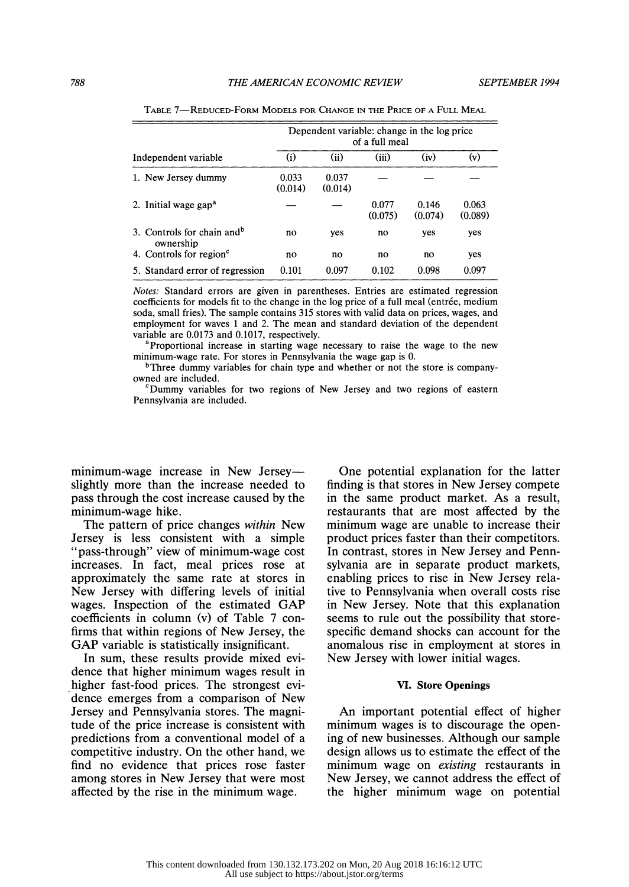TABLE 7—REDUCED-FORM MODELS FOR CHANGE IN THE PRICE OF A FULL MEAL

| | Dependent variable: change in the log price of a full meal | | | | |
|---|---|---|---|---|---|
| Independent variable | (i) | (ii) | (iii) | (iv) | (v) |
| 1. New Jersey dummy | 0.033 (0.014) | 0.037 (0.014) | — | — | — |
| 2. Initial wage gap[a] | — | — | 0.077 (0.075) | 0.146 (0.074) | 0.063 (0.089) |
| 3. Controls for chain and[b] ownership | no | yes | no | yes | yes |
| 4. Controls for region[c] | no | no | no | no | yes |
| 5. Standard error of regression | 0.101 | 0.097 | 0.102 | 0.098 | 0.097 |

*Notes:* Standard errors are given in parentheses. Entries are estimated regression coefficients for models fit to the change in the log price of a full meal (entrée, medium soda, small fries). The sample contains 315 stores with valid data on prices, wages, and employment for waves 1 and 2. The mean and standard deviation of the dependent variable are 0.0173 and 0.1017, respectively.

[a]Proportional increase in starting wage necessary to raise the wage to the new minimum-wage rate. For stores in Pennsylvania the wage gap is 0.

[b]Three dummy variables for chain type and whether or not the store is company-owned are included.

[c]Dummy variables for two regions of New Jersey and two regions of eastern Pennsylvania are included.

minimum-wage increase in New Jersey—slightly more than the increase needed to pass through the cost increase caused by the minimum-wage hike.

The pattern of price changes *within* New Jersey is less consistent with a simple "pass-through" view of minimum-wage cost increases. In fact, meal prices rose at approximately the same rate at stores in New Jersey with differing levels of initial wages. Inspection of the estimated GAP coefficients in column (v) of Table 7 confirms that within regions of New Jersey, the GAP variable is statistically insignificant.

In sum, these results provide mixed evidence that higher minimum wages result in higher fast-food prices. The strongest evidence emerges from a comparison of New Jersey and Pennsylvania stores. The magnitude of the price increase is consistent with predictions from a conventional model of a competitive industry. On the other hand, we find no evidence that prices rose faster among stores in New Jersey that were most affected by the rise in the minimum wage.

One potential explanation for the latter finding is that stores in New Jersey compete in the same product market. As a result, restaurants that are most affected by the minimum wage are unable to increase their product prices faster than their competitors. In contrast, stores in New Jersey and Pennsylvania are in separate product markets, enabling prices to rise in New Jersey relative to Pennsylvania when overall costs rise in New Jersey. Note that this explanation seems to rule out the possibility that store-specific demand shocks can account for the anomalous rise in employment at stores in New Jersey with lower initial wages.

## VI. Store Openings

An important potential effect of higher minimum wages is to discourage the opening of new businesses. Although our sample design allows us to estimate the effect of the minimum wage on *existing* restaurants in New Jersey, we cannot address the effect of the higher minimum wage on potential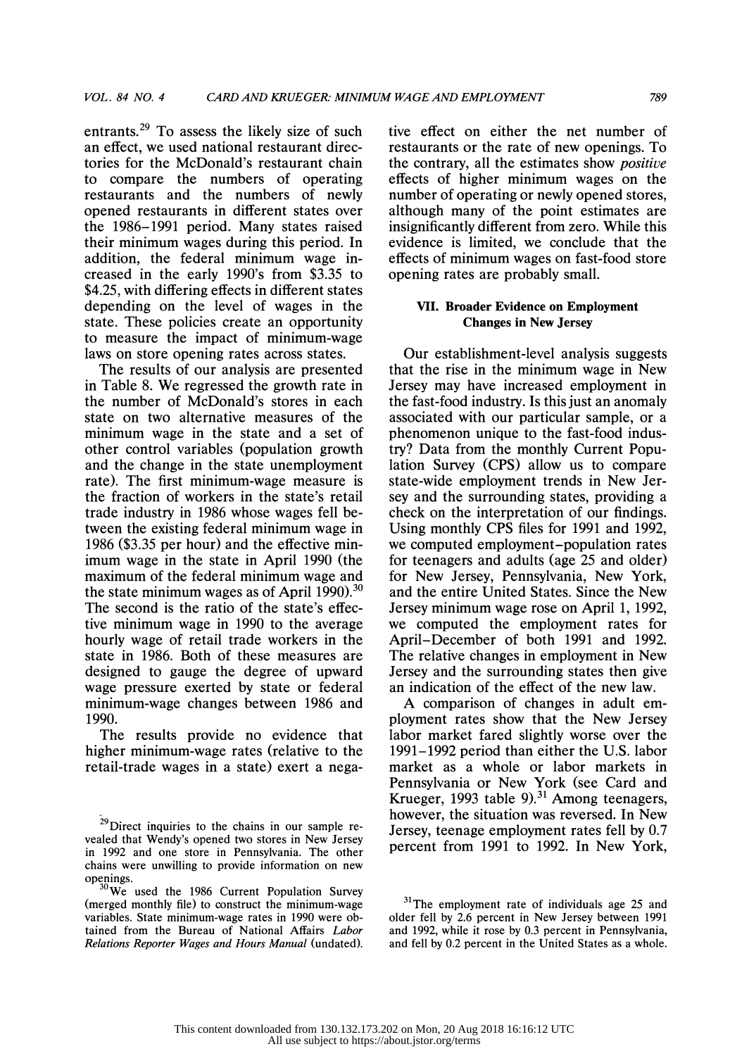entrants.[29] To assess the likely size of such an effect, we used national restaurant directories for the McDonald's restaurant chain to compare the numbers of operating restaurants and the numbers of newly opened restaurants in different states over the 1986–1991 period. Many states raised their minimum wages during this period. In addition, the federal minimum wage increased in the early 1990's from \$3.35 to \$4.25, with differing effects in different states depending on the level of wages in the state. These policies create an opportunity to measure the impact of minimum-wage laws on store opening rates across states.

The results of our analysis are presented in Table 8. We regressed the growth rate in the number of McDonald's stores in each state on two alternative measures of the minimum wage in the state and a set of other control variables (population growth and the change in the state unemployment rate). The first minimum-wage measure is the fraction of workers in the state's retail trade industry in 1986 whose wages fell between the existing federal minimum wage in 1986 (\$3.35 per hour) and the effective minimum wage in the state in April 1990 (the maximum of the federal minimum wage and the state minimum wages as of April 1990).[30] The second is the ratio of the state's effective minimum wage in 1990 to the average hourly wage of retail trade workers in the state in 1986. Both of these measures are designed to gauge the degree of upward wage pressure exerted by state or federal minimum-wage changes between 1986 and 1990.

The results provide no evidence that higher minimum-wage rates (relative to the retail-trade wages in a state) exert a negative effect on either the net number of restaurants or the rate of new openings. To the contrary, all the estimates show *positive* effects of higher minimum wages on the number of operating or newly opened stores, although many of the point estimates are insignificantly different from zero. While this evidence is limited, we conclude that the effects of minimum wages on fast-food store opening rates are probably small.

## VII. Broader Evidence on Employment Changes in New Jersey

Our establishment-level analysis suggests that the rise in the minimum wage in New Jersey may have increased employment in the fast-food industry. Is this just an anomaly associated with our particular sample, or a phenomenon unique to the fast-food industry? Data from the monthly Current Population Survey (CPS) allow us to compare state-wide employment trends in New Jersey and the surrounding states, providing a check on the interpretation of our findings. Using monthly CPS files for 1991 and 1992, we computed employment–population rates for teenagers and adults (age 25 and older) for New Jersey, Pennsylvania, New York, and the entire United States. Since the New Jersey minimum wage rose on April 1, 1992, we computed the employment rates for April–December of both 1991 and 1992. The relative changes in employment in New Jersey and the surrounding states then give an indication of the effect of the new law.

A comparison of changes in adult employment rates show that the New Jersey labor market fared slightly worse over the 1991–1992 period than either the U.S. labor market as a whole or labor markets in Pennsylvania or New York (see Card and Krueger, 1993 table 9).[31] Among teenagers, however, the situation was reversed. In New Jersey, teenage employment rates fell by 0.7 percent from 1991 to 1992. In New York,

[29] Direct inquiries to the chains in our sample revealed that Wendy's opened two stores in New Jersey in 1992 and one store in Pennsylvania. The other chains were unwilling to provide information on new openings.

[30] We used the 1986 Current Population Survey (merged monthly file) to construct the minimum-wage variables. State minimum-wage rates in 1990 were obtained from the Bureau of National Affairs *Labor Relations Reporter Wages and Hours Manual* (undated).

[31] The employment rate of individuals age 25 and older fell by 2.6 percent in New Jersey between 1991 and 1992, while it rose by 0.3 percent in Pennsylvania, and fell by 0.2 percent in the United States as a whole.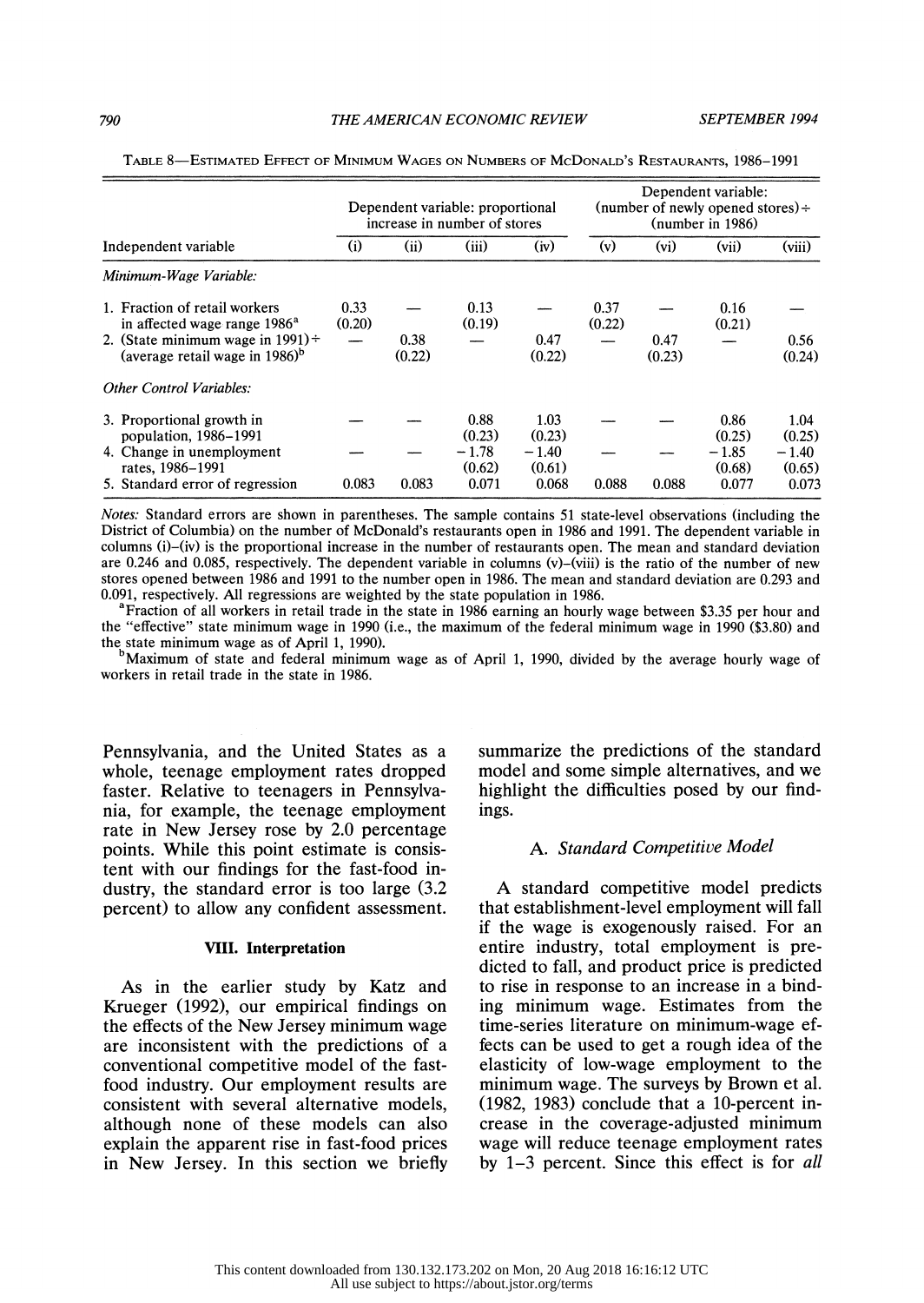TABLE 8—ESTIMATED EFFECT OF MINIMUM WAGES ON NUMBERS OF MCDONALD'S RESTAURANTS, 1986–1991

| | Dependent variable: proportional increase in number of stores | | | | Dependent variable: (number of newly opened stores) ÷ (number in 1986) | | | |
|---|---|---|---|---|---|---|---|---|
| Independent variable | (i) | (ii) | (iii) | (iv) | (v) | (vi) | (vii) | (viii) |
| *Minimum-Wage Variable:* | | | | | | | | |
| 1. Fraction of retail workers in affected wage range 1986[a] | 0.33 (0.20) | — | 0.13 (0.19) | — | 0.37 (0.22) | — | 0.16 (0.21) | — |
| 2. (State minimum wage in 1991) ÷ (average retail wage in 1986)[b] | — | 0.38 (0.22) | — | 0.47 (0.22) | — | 0.47 (0.23) | — | 0.56 (0.24) |
| *Other Control Variables:* | | | | | | | | |
| 3. Proportional growth in population, 1986–1991 | — | — | 0.88 (0.23) | 1.03 (0.23) | — | — | 0.86 (0.25) | 1.04 (0.25) |
| 4. Change in unemployment rates, 1986–1991 | — | — | −1.78 (0.62) | −1.40 (0.61) | — | — | −1.85 (0.68) | −1.40 (0.65) |
| 5. Standard error of regression | 0.083 | 0.083 | 0.071 | 0.068 | 0.088 | 0.088 | 0.077 | 0.073 |

*Notes:* Standard errors are shown in parentheses. The sample contains 51 state-level observations (including the District of Columbia) on the number of McDonald's restaurants open in 1986 and 1991. The dependent variable in columns (i)–(iv) is the proportional increase in the number of restaurants open. The mean and standard deviation are 0.246 and 0.085, respectively. The dependent variable in columns (v)–(viii) is the ratio of the number of new stores opened between 1986 and 1991 to the number open in 1986. The mean and standard deviation are 0.293 and 0.091, respectively. All regressions are weighted by the state population in 1986.

[a]Fraction of all workers in retail trade in the state in 1986 earning an hourly wage between \$3.35 per hour and the "effective" state minimum wage in 1990 (i.e., the maximum of the federal minimum wage in 1990 (\$3.80) and the state minimum wage as of April 1, 1990).

[b]Maximum of state and federal minimum wage as of April 1, 1990, divided by the average hourly wage of workers in retail trade in the state in 1986.

Pennsylvania, and the United States as a whole, teenage employment rates dropped faster. Relative to teenagers in Pennsylvania, for example, the teenage employment rate in New Jersey rose by 2.0 percentage points. While this point estimate is consistent with our findings for the fast-food industry, the standard error is too large (3.2 percent) to allow any confident assessment.

## VIII. Interpretation

As in the earlier study by Katz and Krueger (1992), our empirical findings on the effects of the New Jersey minimum wage are inconsistent with the predictions of a conventional competitive model of the fast-food industry. Our employment results are consistent with several alternative models, although none of these models can also explain the apparent rise in fast-food prices in New Jersey. In this section we briefly summarize the predictions of the standard model and some simple alternatives, and we highlight the difficulties posed by our findings.

### A. Standard Competitive Model

A standard competitive model predicts that establishment-level employment will fall if the wage is exogenously raised. For an entire industry, total employment is predicted to fall, and product price is predicted to rise in response to an increase in a binding minimum wage. Estimates from the time-series literature on minimum-wage effects can be used to get a rough idea of the elasticity of low-wage employment to the minimum wage. The surveys by Brown et al. (1982, 1983) conclude that a 10-percent increase in the coverage-adjusted minimum wage will reduce teenage employment rates by 1–3 percent. Since this effect is for *all*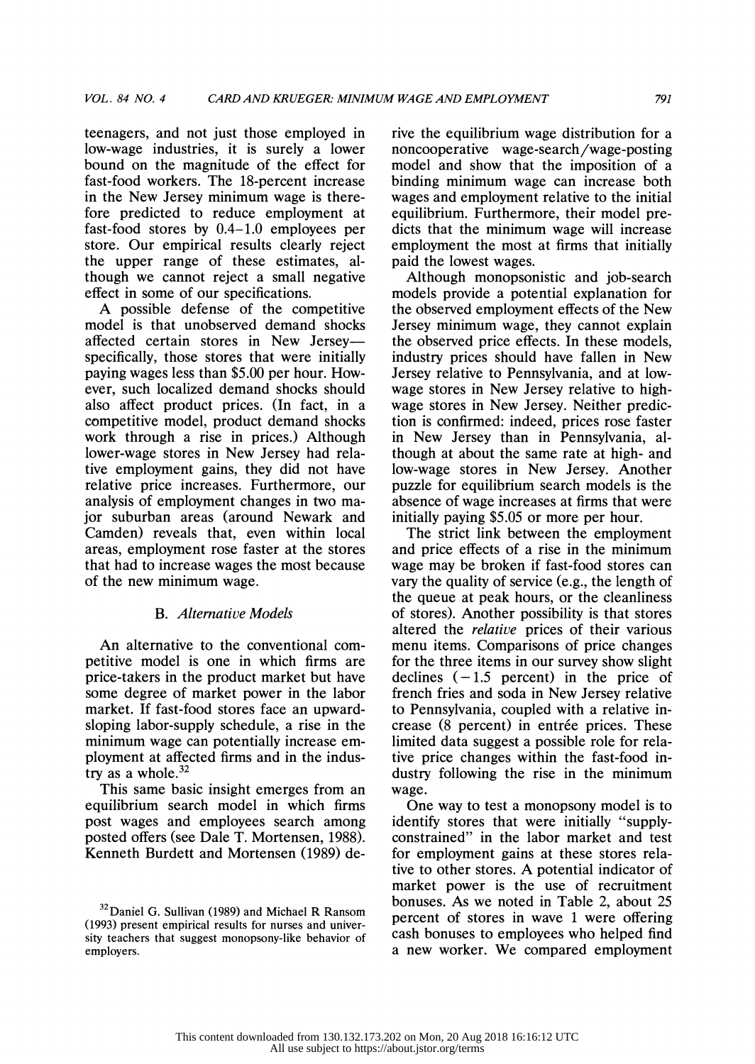teenagers, and not just those employed in low-wage industries, it is surely a lower bound on the magnitude of the effect for fast-food workers. The 18-percent increase in the New Jersey minimum wage is therefore predicted to reduce employment at fast-food stores by 0.4–1.0 employees per store. Our empirical results clearly reject the upper range of these estimates, although we cannot reject a small negative effect in some of our specifications.

A possible defense of the competitive model is that unobserved demand shocks affected certain stores in New Jersey—specifically, those stores that were initially paying wages less than $5.00 per hour. However, such localized demand shocks should also affect product prices. (In fact, in a competitive model, product demand shocks work through a rise in prices.) Although lower-wage stores in New Jersey had relative employment gains, they did not have relative price increases. Furthermore, our analysis of employment changes in two major suburban areas (around Newark and Camden) reveals that, even within local areas, employment rose faster at the stores that had to increase wages the most because of the new minimum wage.

### B. *Alternative Models*

An alternative to the conventional competitive model is one in which firms are price-takers in the product market but have some degree of market power in the labor market. If fast-food stores face an upward-sloping labor-supply schedule, a rise in the minimum wage can potentially increase employment at affected firms and in the industry as a whole.[32]

This same basic insight emerges from an equilibrium search model in which firms post wages and employees search among posted offers (see Dale T. Mortensen, 1988). Kenneth Burdett and Mortensen (1989) derive the equilibrium wage distribution for a noncooperative wage-search/wage-posting model and show that the imposition of a binding minimum wage can increase both wages and employment relative to the initial equilibrium. Furthermore, their model predicts that the minimum wage will increase employment the most at firms that initially paid the lowest wages.

Although monopsonistic and job-search models provide a potential explanation for the observed employment effects of the New Jersey minimum wage, they cannot explain the observed price effects. In these models, industry prices should have fallen in New Jersey relative to Pennsylvania, and at low-wage stores in New Jersey relative to high-wage stores in New Jersey. Neither prediction is confirmed: indeed, prices rose faster in New Jersey than in Pennsylvania, although at about the same rate at high- and low-wage stores in New Jersey. Another puzzle for equilibrium search models is the absence of wage increases at firms that were initially paying $5.05 or more per hour.

The strict link between the employment and price effects of a rise in the minimum wage may be broken if fast-food stores can vary the quality of service (e.g., the length of the queue at peak hours, or the cleanliness of stores). Another possibility is that stores altered the *relative* prices of their various menu items. Comparisons of price changes for the three items in our survey show slight declines (−1.5 percent) in the price of french fries and soda in New Jersey relative to Pennsylvania, coupled with a relative increase (8 percent) in entrée prices. These limited data suggest a possible role for relative price changes within the fast-food industry following the rise in the minimum wage.

One way to test a monopsony model is to identify stores that were initially "supply-constrained" in the labor market and test for employment gains at these stores relative to other stores. A potential indicator of market power is the use of recruitment bonuses. As we noted in Table 2, about 25 percent of stores in wave 1 were offering cash bonuses to employees who helped find a new worker. We compared employment

[32] Daniel G. Sullivan (1989) and Michael R Ransom (1993) present empirical results for nurses and university teachers that suggest monopsony-like behavior of employers.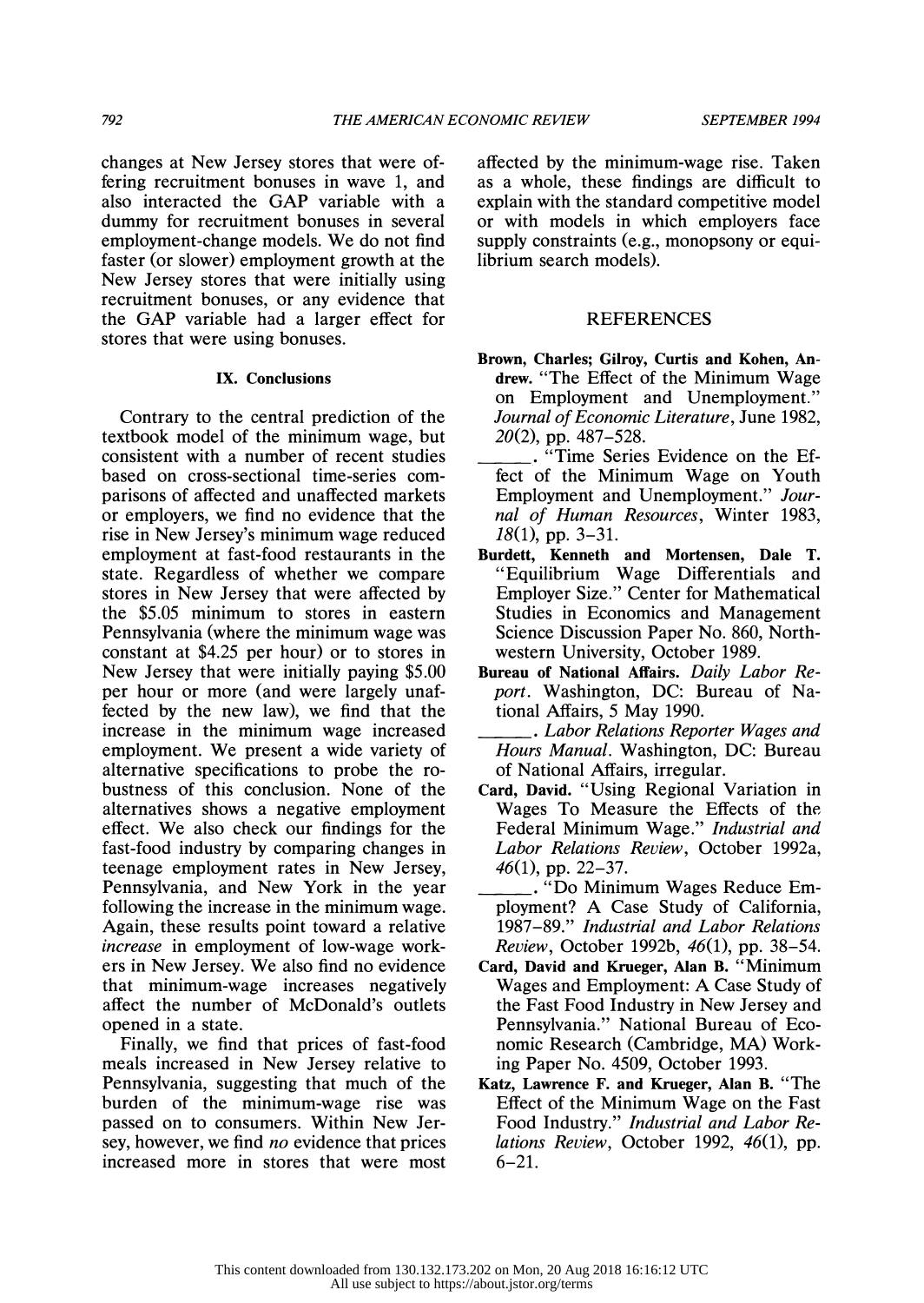changes at New Jersey stores that were offering recruitment bonuses in wave 1, and also interacted the GAP variable with a dummy for recruitment bonuses in several employment-change models. We do not find faster (or slower) employment growth at the New Jersey stores that were initially using recruitment bonuses, or any evidence that the GAP variable had a larger effect for stores that were using bonuses.

## IX. Conclusions

Contrary to the central prediction of the textbook model of the minimum wage, but consistent with a number of recent studies based on cross-sectional time-series comparisons of affected and unaffected markets or employers, we find no evidence that the rise in New Jersey's minimum wage reduced employment at fast-food restaurants in the state. Regardless of whether we compare stores in New Jersey that were affected by the $5.05 minimum to stores in eastern Pennsylvania (where the minimum wage was constant at $4.25 per hour) or to stores in New Jersey that were initially paying $5.00 per hour or more (and were largely unaffected by the new law), we find that the increase in the minimum wage increased employment. We present a wide variety of alternative specifications to probe the robustness of this conclusion. None of the alternatives shows a negative employment effect. We also check our findings for the fast-food industry by comparing changes in teenage employment rates in New Jersey, Pennsylvania, and New York in the year following the increase in the minimum wage. Again, these results point toward a relative *increase* in employment of low-wage workers in New Jersey. We also find no evidence that minimum-wage increases negatively affect the number of McDonald's outlets opened in a state.

Finally, we find that prices of fast-food meals increased in New Jersey relative to Pennsylvania, suggesting that much of the burden of the minimum-wage rise was passed on to consumers. Within New Jersey, however, we find *no* evidence that prices increased more in stores that were most affected by the minimum-wage rise. Taken as a whole, these findings are difficult to explain with the standard competitive model or with models in which employers face supply constraints (e.g., monopsony or equilibrium search models).

## REFERENCES

**Brown, Charles; Gilroy, Curtis and Kohen, Andrew.** "The Effect of the Minimum Wage on Employment and Unemployment." *Journal of Economic Literature*, June 1982, *20*(2), pp. 487–528.

______. "Time Series Evidence on the Effect of the Minimum Wage on Youth Employment and Unemployment." *Journal of Human Resources*, Winter 1983, *18*(1), pp. 3–31.

**Burdett, Kenneth and Mortensen, Dale T.** "Equilibrium Wage Differentials and Employer Size." Center for Mathematical Studies in Economics and Management Science Discussion Paper No. 860, Northwestern University, October 1989.

**Bureau of National Affairs.** *Daily Labor Report*. Washington, DC: Bureau of National Affairs, 5 May 1990.

______. *Labor Relations Reporter Wages and Hours Manual*. Washington, DC: Bureau of National Affairs, irregular.

**Card, David.** "Using Regional Variation in Wages To Measure the Effects of the Federal Minimum Wage." *Industrial and Labor Relations Review*, October 1992a, *46*(1), pp. 22–37.

______. "Do Minimum Wages Reduce Employment? A Case Study of California, 1987–89." *Industrial and Labor Relations Review*, October 1992b, *46*(1), pp. 38–54.

**Card, David and Krueger, Alan B.** "Minimum Wages and Employment: A Case Study of the Fast Food Industry in New Jersey and Pennsylvania." National Bureau of Economic Research (Cambridge, MA) Working Paper No. 4509, October 1993.

**Katz, Lawrence F. and Krueger, Alan B.** "The Effect of the Minimum Wage on the Fast Food Industry." *Industrial and Labor Relations Review*, October 1992, *46*(1), pp. 6–21.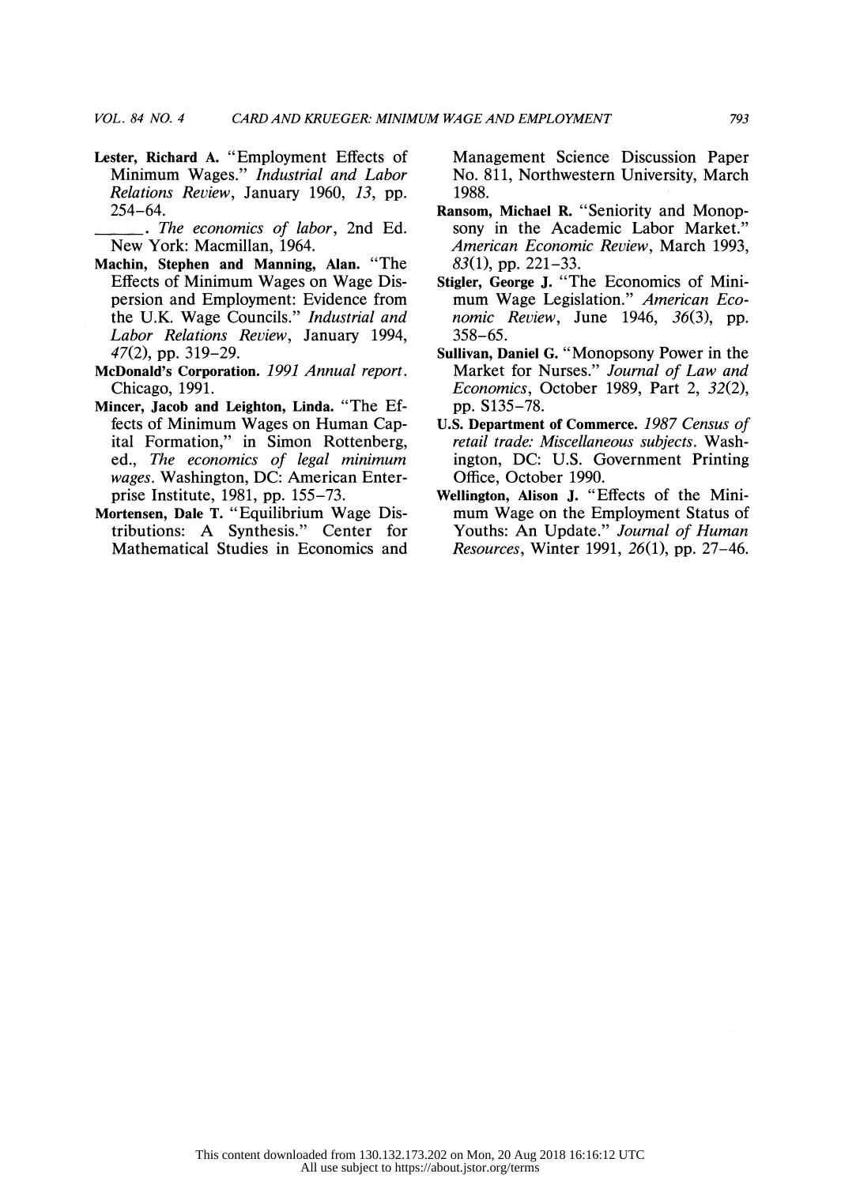**Lester, Richard A.** "Employment Effects of Minimum Wages." *Industrial and Labor Relations Review*, January 1960, *13*, pp. 254–64.

______. *The economics of labor*, 2nd Ed. New York: Macmillan, 1964.

**Machin, Stephen and Manning, Alan.** "The Effects of Minimum Wages on Wage Dispersion and Employment: Evidence from the U.K. Wage Councils." *Industrial and Labor Relations Review*, January 1994, *47*(2), pp. 319–29.

**McDonald's Corporation.** *1991 Annual report*. Chicago, 1991.

**Mincer, Jacob and Leighton, Linda.** "The Effects of Minimum Wages on Human Capital Formation," in Simon Rottenberg, ed., *The economics of legal minimum wages*. Washington, DC: American Enterprise Institute, 1981, pp. 155–73.

**Mortensen, Dale T.** "Equilibrium Wage Distributions: A Synthesis." Center for Mathematical Studies in Economics and Management Science Discussion Paper No. 811, Northwestern University, March 1988.

**Ransom, Michael R.** "Seniority and Monopsony in the Academic Labor Market." *American Economic Review*, March 1993, *83*(1), pp. 221–33.

**Stigler, George J.** "The Economics of Minimum Wage Legislation." *American Economic Review*, June 1946, *36*(3), pp. 358–65.

**Sullivan, Daniel G.** "Monopsony Power in the Market for Nurses." *Journal of Law and Economics*, October 1989, Part 2, *32*(2), pp. S135–78.

**U.S. Department of Commerce.** *1987 Census of retail trade: Miscellaneous subjects*. Washington, DC: U.S. Government Printing Office, October 1990.

**Wellington, Alison J.** "Effects of the Minimum Wage on the Employment Status of Youths: An Update." *Journal of Human Resources*, Winter 1991, *26*(1), pp. 27–46.